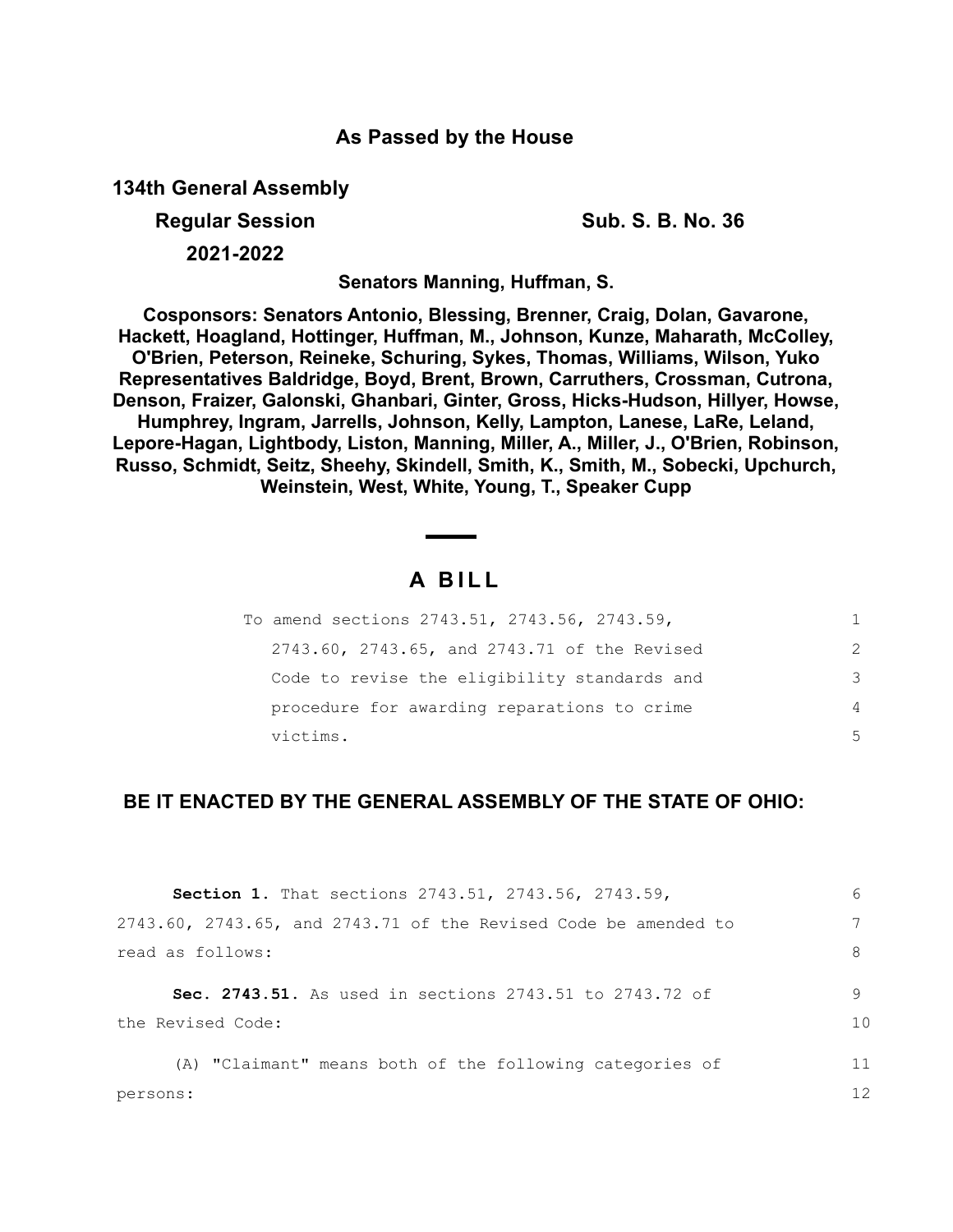## As Passed by the House

**134th General Assembly**

**Regular Session** **Sub. S. B. No. 36**

**2021-2022**

**Senators Manning, Huffman, S.**

**Cosponsors: Senators Antonio, Blessing, Brenner, Craig, Dolan, Gavarone, Hackett, Hoagland, Hottinger, Huffman, M., Johnson, Kunze, Maharath, McColley, O'Brien, Peterson, Reineke, Schuring, Sykes, Thomas, Williams, Wilson, Yuko Representatives Baldridge, Boyd, Brent, Brown, Carruthers, Crossman, Cutrona, Denson, Fraizer, Galonski, Ghanbari, Ginter, Gross, Hicks-Hudson, Hillyer, Howse, Humphrey, Ingram, Jarrells, Johnson, Kelly, Lampton, Lanese, LaRe, Leland, Lepore-Hagan, Lightbody, Liston, Manning, Miller, A., Miller, J., O'Brien, Robinson, Russo, Schmidt, Seitz, Sheehy, Skindell, Smith, K., Smith, M., Sobecki, Upchurch, Weinstein, West, White, Young, T., Speaker Cupp**

# A BILL

To amend sections 2743.51, 2743.56, 2743.59, 2743.60, 2743.65, and 2743.71 of the Revised Code to revise the eligibility standards and procedure for awarding reparations to crime victims.

**BE IT ENACTED BY THE GENERAL ASSEMBLY OF THE STATE OF OHIO:**

**Section 1.** That sections 2743.51, 2743.56, 2743.59, 2743.60, 2743.65, and 2743.71 of the Revised Code be amended to read as follows:

**Sec. 2743.51.** As used in sections 2743.51 to 2743.72 of the Revised Code:

(A) "Claimant" means both of the following categories of persons: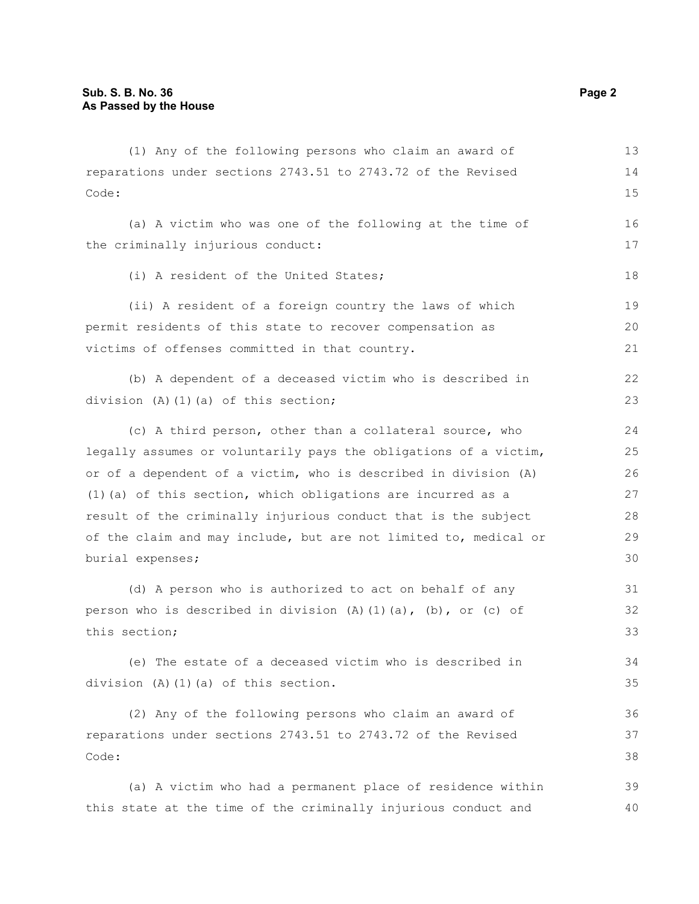(1) Any of the following persons who claim an award of reparations under sections 2743.51 to 2743.72 of the Revised Code:

(a) A victim who was one of the following at the time of the criminally injurious conduct:

(i) A resident of the United States;

(ii) A resident of a foreign country the laws of which permit residents of this state to recover compensation as victims of offenses committed in that country.

(b) A dependent of a deceased victim who is described in division (A)(1)(a) of this section;

(c) A third person, other than a collateral source, who legally assumes or voluntarily pays the obligations of a victim, or of a dependent of a victim, who is described in division (A)(1)(a) of this section, which obligations are incurred as a result of the criminally injurious conduct that is the subject of the claim and may include, but are not limited to, medical or burial expenses;

(d) A person who is authorized to act on behalf of any person who is described in division (A)(1)(a), (b), or (c) of this section;

(e) The estate of a deceased victim who is described in division (A)(1)(a) of this section.

(2) Any of the following persons who claim an award of reparations under sections 2743.51 to 2743.72 of the Revised Code:

(a) A victim who had a permanent place of residence within this state at the time of the criminally injurious conduct and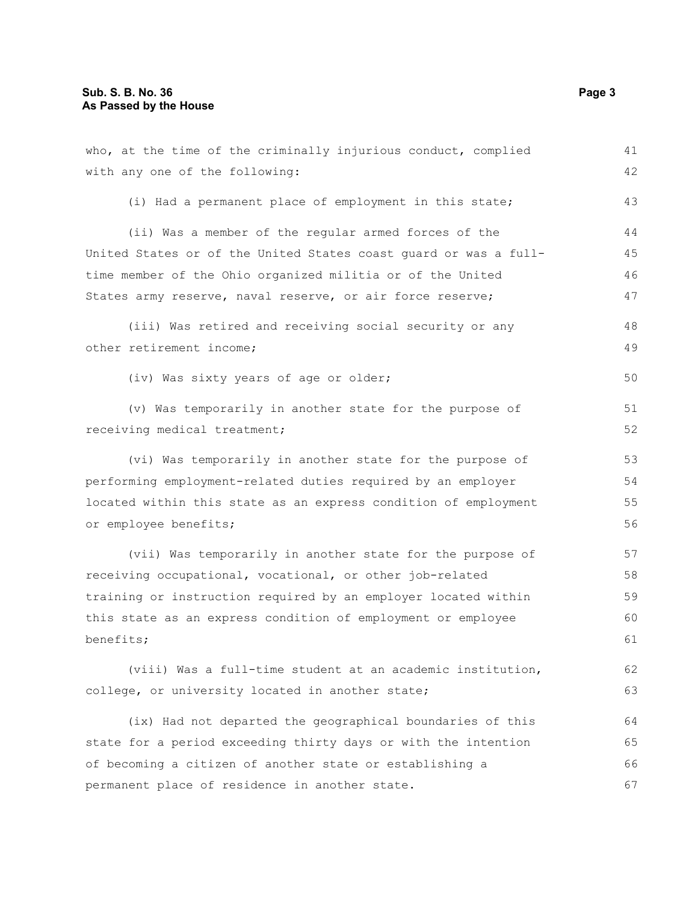who, at the time of the criminally injurious conduct, complied with any one of the following:

(i) Had a permanent place of employment in this state;

(ii) Was a member of the regular armed forces of the United States or of the United States coast guard or was a full-time member of the Ohio organized militia or of the United States army reserve, naval reserve, or air force reserve;

(iii) Was retired and receiving social security or any other retirement income;

(iv) Was sixty years of age or older;

(v) Was temporarily in another state for the purpose of receiving medical treatment;

(vi) Was temporarily in another state for the purpose of performing employment-related duties required by an employer located within this state as an express condition of employment or employee benefits;

(vii) Was temporarily in another state for the purpose of receiving occupational, vocational, or other job-related training or instruction required by an employer located within this state as an express condition of employment or employee benefits;

(viii) Was a full-time student at an academic institution, college, or university located in another state;

(ix) Had not departed the geographical boundaries of this state for a period exceeding thirty days or with the intention of becoming a citizen of another state or establishing a permanent place of residence in another state.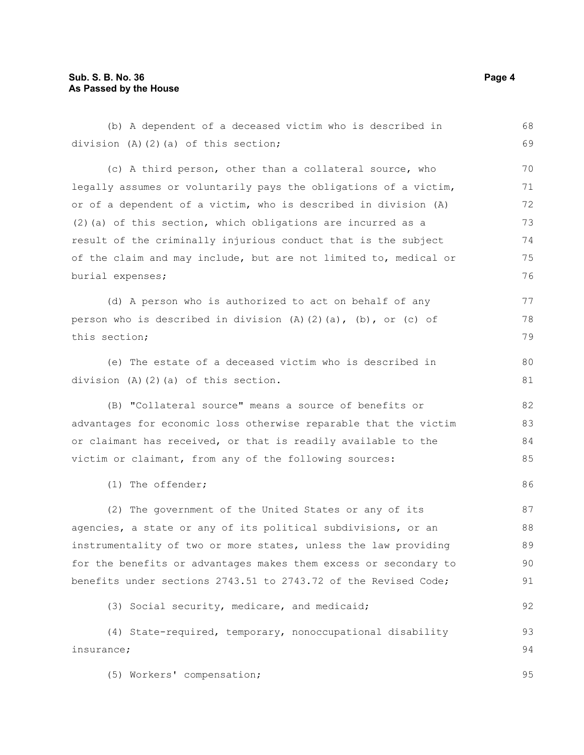(b) A dependent of a deceased victim who is described in division (A)(2)(a) of this section;

(c) A third person, other than a collateral source, who legally assumes or voluntarily pays the obligations of a victim, or of a dependent of a victim, who is described in division (A)(2)(a) of this section, which obligations are incurred as a result of the criminally injurious conduct that is the subject of the claim and may include, but are not limited to, medical or burial expenses;

(d) A person who is authorized to act on behalf of any person who is described in division (A)(2)(a), (b), or (c) of this section;

(e) The estate of a deceased victim who is described in division (A)(2)(a) of this section.

(B) "Collateral source" means a source of benefits or advantages for economic loss otherwise reparable that the victim or claimant has received, or that is readily available to the victim or claimant, from any of the following sources:

(1) The offender;

(2) The government of the United States or any of its agencies, a state or any of its political subdivisions, or an instrumentality of two or more states, unless the law providing for the benefits or advantages makes them excess or secondary to benefits under sections 2743.51 to 2743.72 of the Revised Code;

(3) Social security, medicare, and medicaid;

(4) State-required, temporary, nonoccupational disability insurance;

(5) Workers' compensation;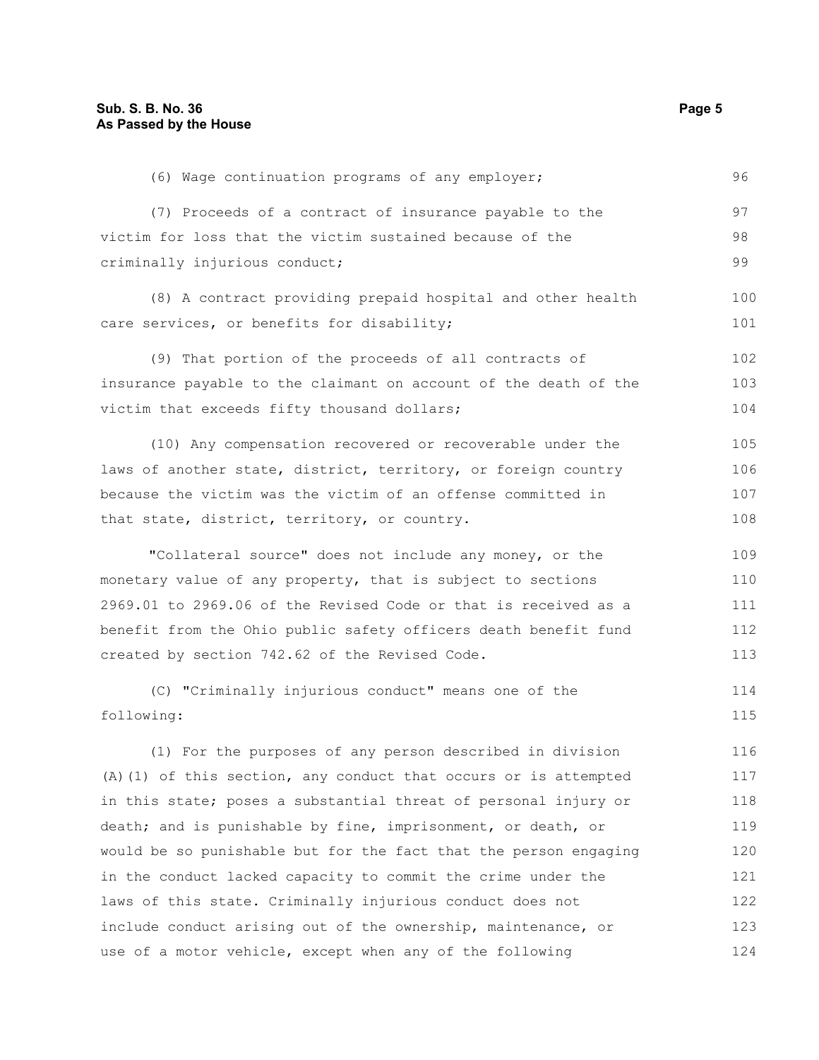(6) Wage continuation programs of any employer;

(7) Proceeds of a contract of insurance payable to the victim for loss that the victim sustained because of the criminally injurious conduct;

(8) A contract providing prepaid hospital and other health care services, or benefits for disability;

(9) That portion of the proceeds of all contracts of insurance payable to the claimant on account of the death of the victim that exceeds fifty thousand dollars;

(10) Any compensation recovered or recoverable under the laws of another state, district, territory, or foreign country because the victim was the victim of an offense committed in that state, district, territory, or country.

"Collateral source" does not include any money, or the monetary value of any property, that is subject to sections 2969.01 to 2969.06 of the Revised Code or that is received as a benefit from the Ohio public safety officers death benefit fund created by section 742.62 of the Revised Code.

(C) "Criminally injurious conduct" means one of the following:

(1) For the purposes of any person described in division (A)(1) of this section, any conduct that occurs or is attempted in this state; poses a substantial threat of personal injury or death; and is punishable by fine, imprisonment, or death, or would be so punishable but for the fact that the person engaging in the conduct lacked capacity to commit the crime under the laws of this state. Criminally injurious conduct does not include conduct arising out of the ownership, maintenance, or use of a motor vehicle, except when any of the following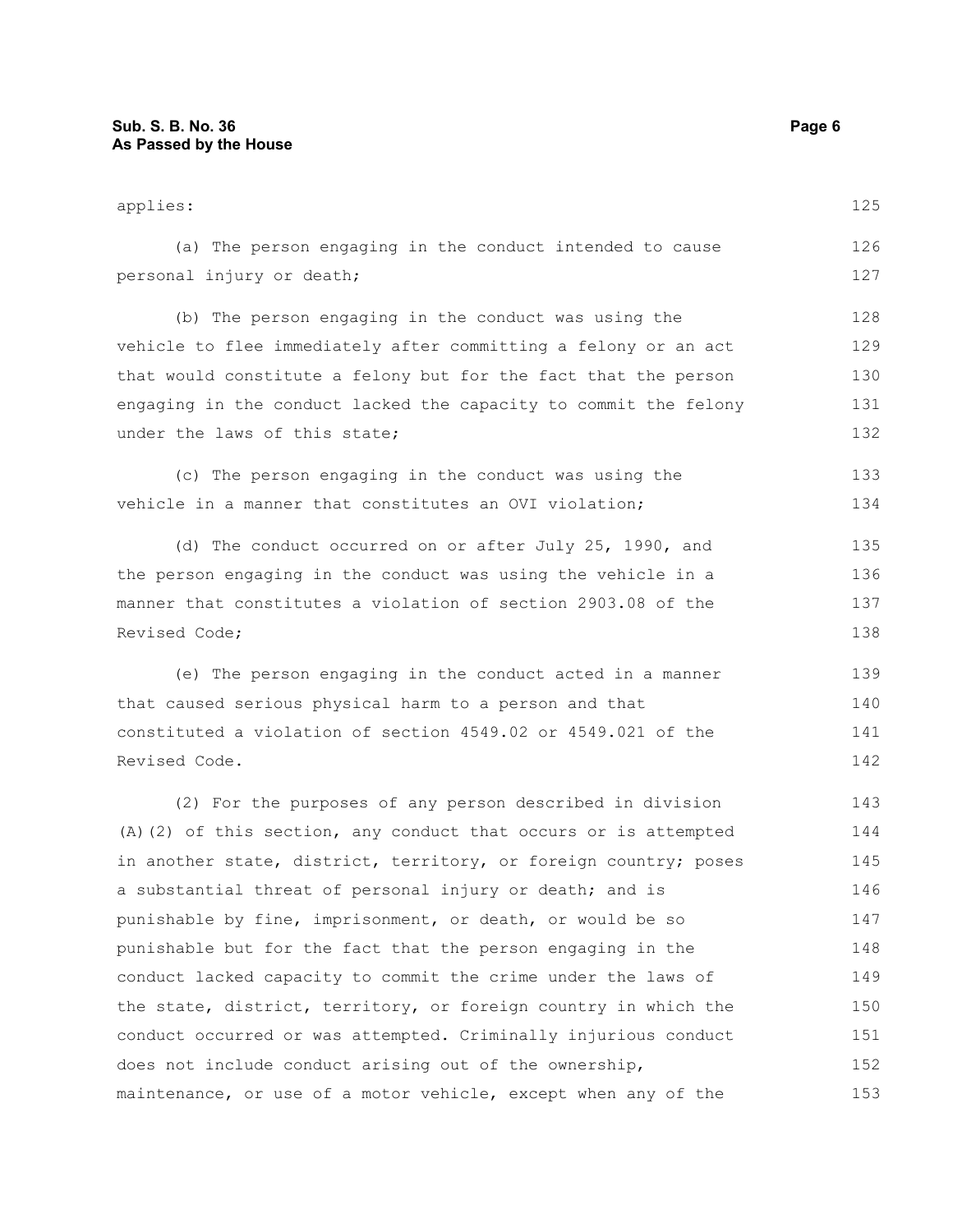applies:

(a) The person engaging in the conduct intended to cause personal injury or death;

(b) The person engaging in the conduct was using the vehicle to flee immediately after committing a felony or an act that would constitute a felony but for the fact that the person engaging in the conduct lacked the capacity to commit the felony under the laws of this state;

(c) The person engaging in the conduct was using the vehicle in a manner that constitutes an OVI violation;

(d) The conduct occurred on or after July 25, 1990, and the person engaging in the conduct was using the vehicle in a manner that constitutes a violation of section 2903.08 of the Revised Code;

(e) The person engaging in the conduct acted in a manner that caused serious physical harm to a person and that constituted a violation of section 4549.02 or 4549.021 of the Revised Code.

(2) For the purposes of any person described in division (A)(2) of this section, any conduct that occurs or is attempted in another state, district, territory, or foreign country; poses a substantial threat of personal injury or death; and is punishable by fine, imprisonment, or death, or would be so punishable but for the fact that the person engaging in the conduct lacked capacity to commit the crime under the laws of the state, district, territory, or foreign country in which the conduct occurred or was attempted. Criminally injurious conduct does not include conduct arising out of the ownership, maintenance, or use of a motor vehicle, except when any of the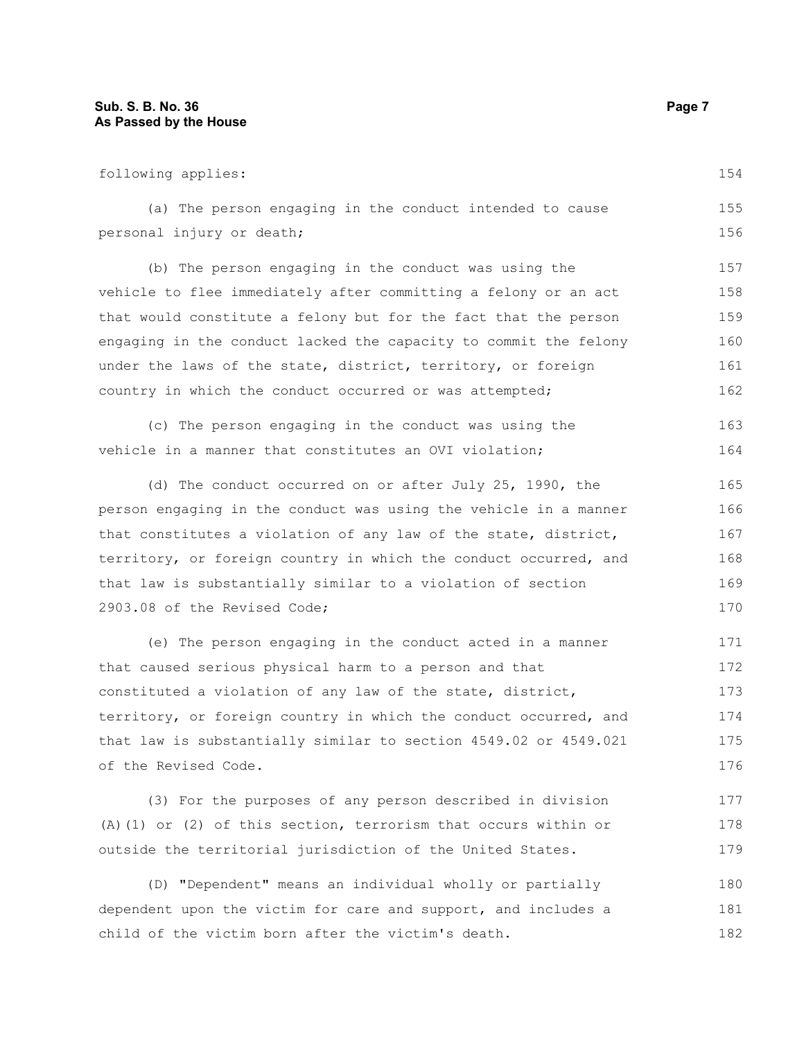following applies:

(a) The person engaging in the conduct intended to cause personal injury or death;

(b) The person engaging in the conduct was using the vehicle to flee immediately after committing a felony or an act that would constitute a felony but for the fact that the person engaging in the conduct lacked the capacity to commit the felony under the laws of the state, district, territory, or foreign country in which the conduct occurred or was attempted;

(c) The person engaging in the conduct was using the vehicle in a manner that constitutes an OVI violation;

(d) The conduct occurred on or after July 25, 1990, the person engaging in the conduct was using the vehicle in a manner that constitutes a violation of any law of the state, district, territory, or foreign country in which the conduct occurred, and that law is substantially similar to a violation of section 2903.08 of the Revised Code;

(e) The person engaging in the conduct acted in a manner that caused serious physical harm to a person and that constituted a violation of any law of the state, district, territory, or foreign country in which the conduct occurred, and that law is substantially similar to section 4549.02 or 4549.021 of the Revised Code.

(3) For the purposes of any person described in division (A)(1) or (2) of this section, terrorism that occurs within or outside the territorial jurisdiction of the United States.

(D) "Dependent" means an individual wholly or partially dependent upon the victim for care and support, and includes a child of the victim born after the victim's death.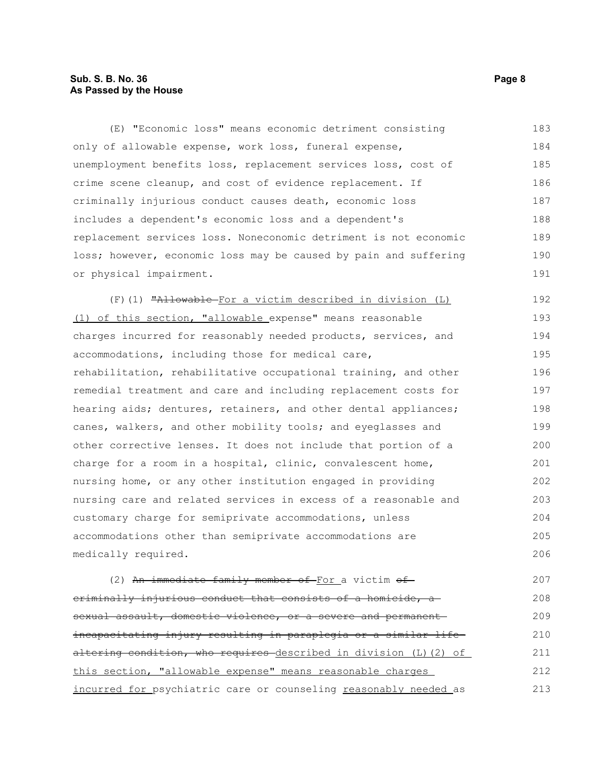(E) "Economic loss" means economic detriment consisting only of allowable expense, work loss, funeral expense, unemployment benefits loss, replacement services loss, cost of crime scene cleanup, and cost of evidence replacement. If criminally injurious conduct causes death, economic loss includes a dependent's economic loss and a dependent's replacement services loss. Noneconomic detriment is not economic loss; however, economic loss may be caused by pain and suffering or physical impairment.

(F)(1) ~~"Allowable~~ For a victim described in division (L)(1) of this section, "allowable expense" means reasonable charges incurred for reasonably needed products, services, and accommodations, including those for medical care, rehabilitation, rehabilitative occupational training, and other remedial treatment and care and including replacement costs for hearing aids; dentures, retainers, and other dental appliances; canes, walkers, and other mobility tools; and eyeglasses and other corrective lenses. It does not include that portion of a charge for a room in a hospital, clinic, convalescent home, nursing home, or any other institution engaged in providing nursing care and related services in excess of a reasonable and customary charge for semiprivate accommodations, unless accommodations other than semiprivate accommodations are medically required.

(2) ~~An immediate family member of~~ For a victim ~~of criminally injurious conduct that consists of a homicide, a sexual assault, domestic violence, or a severe and permanent incapacitating injury resulting in paraplegia or a similar life-altering condition, who requires~~ described in division (L)(2) of this section, "allowable expense" means reasonable charges incurred for psychiatric care or counseling reasonably needed as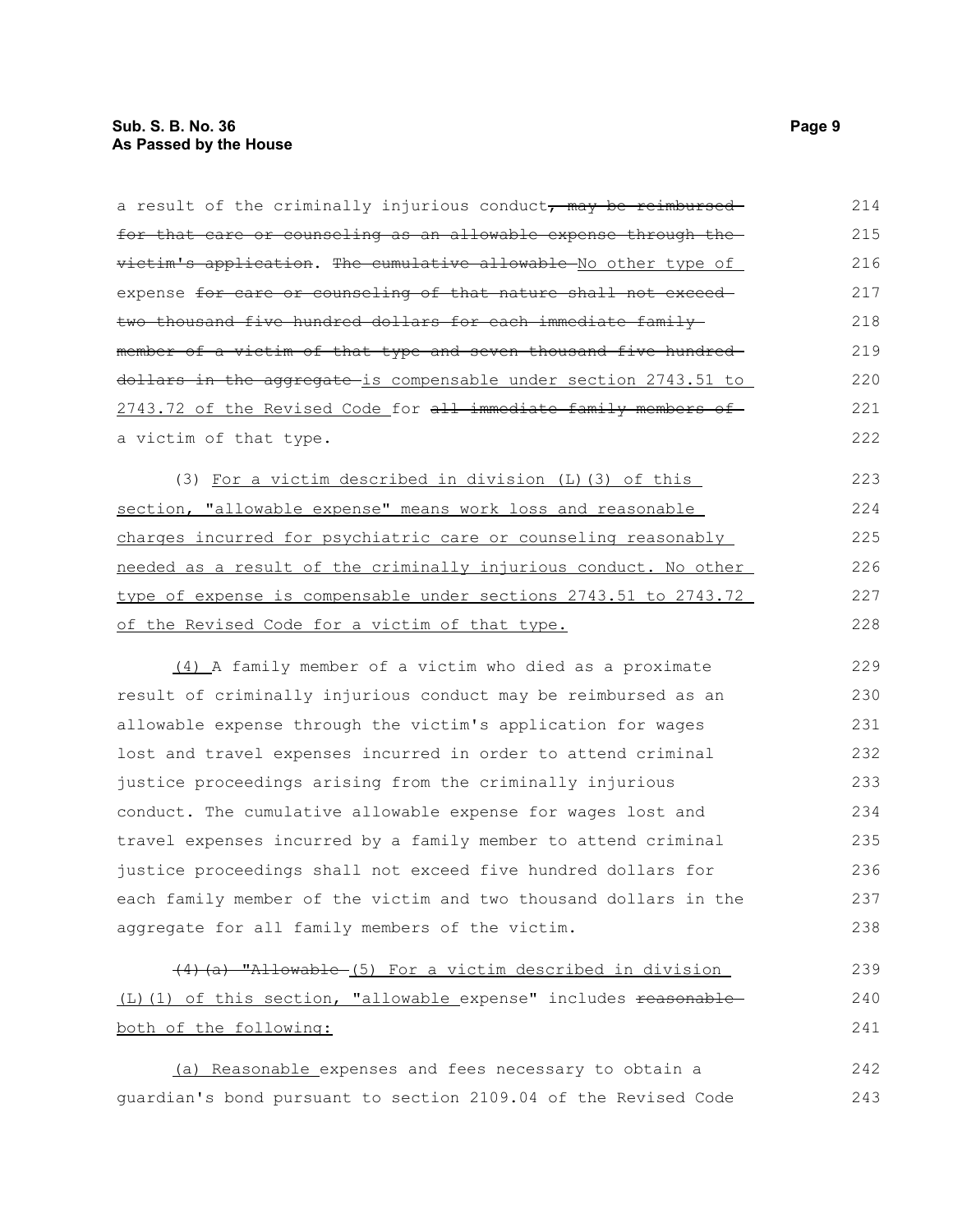a result of the criminally injurious conduct~~, may be reimbursed for that care or counseling as an allowable expense through the victim's application~~. ~~The cumulative allowable~~ No other type of expense ~~for care or counseling of that nature shall not exceed two thousand five hundred dollars for each immediate family member of a victim of that type and seven thousand five hundred dollars in the aggregate~~ is compensable under section 2743.51 to 2743.72 of the Revised Code for ~~all immediate family members of~~ a victim of that type.

(3) For a victim described in division (L)(3) of this section, "allowable expense" means work loss and reasonable charges incurred for psychiatric care or counseling reasonably needed as a result of the criminally injurious conduct. No other type of expense is compensable under sections 2743.51 to 2743.72 of the Revised Code for a victim of that type.

(4) A family member of a victim who died as a proximate result of criminally injurious conduct may be reimbursed as an allowable expense through the victim's application for wages lost and travel expenses incurred in order to attend criminal justice proceedings arising from the criminally injurious conduct. The cumulative allowable expense for wages lost and travel expenses incurred by a family member to attend criminal justice proceedings shall not exceed five hundred dollars for each family member of the victim and two thousand dollars in the aggregate for all family members of the victim.

~~(4)(a) "Allowable~~ (5) For a victim described in division (L)(1) of this section, "allowable expense" includes ~~reasonable~~ both of the following:

(a) Reasonable expenses and fees necessary to obtain a guardian's bond pursuant to section 2109.04 of the Revised Code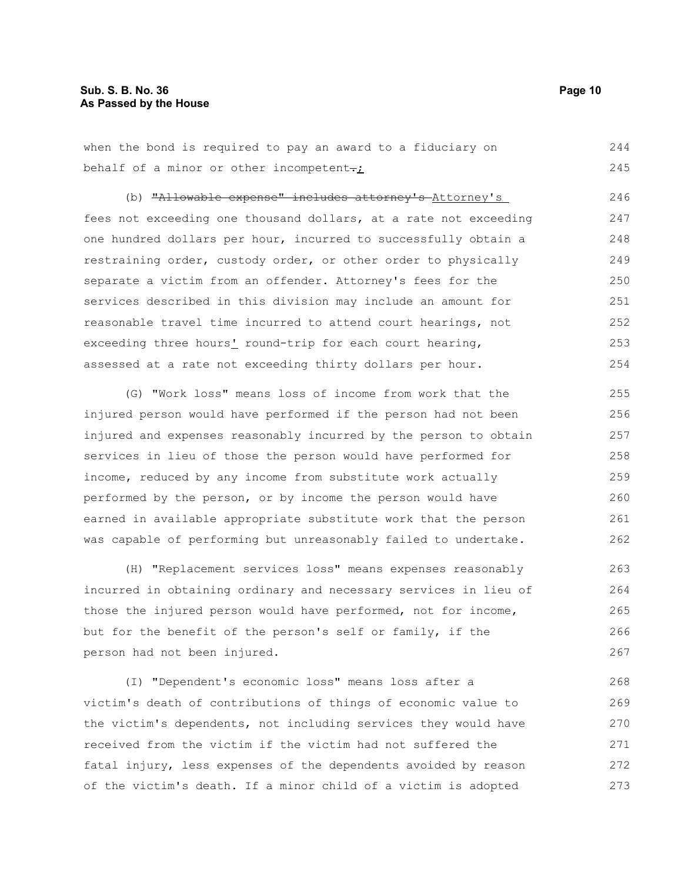when the bond is required to pay an award to a fiduciary on behalf of a minor or other incompetent.;

(b) "Allowable expense" includes attorney's Attorney's fees not exceeding one thousand dollars, at a rate not exceeding one hundred dollars per hour, incurred to successfully obtain a restraining order, custody order, or other order to physically separate a victim from an offender. Attorney's fees for the services described in this division may include an amount for reasonable travel time incurred to attend court hearings, not exceeding three hours' round-trip for each court hearing, assessed at a rate not exceeding thirty dollars per hour.

(G) "Work loss" means loss of income from work that the injured person would have performed if the person had not been injured and expenses reasonably incurred by the person to obtain services in lieu of those the person would have performed for income, reduced by any income from substitute work actually performed by the person, or by income the person would have earned in available appropriate substitute work that the person was capable of performing but unreasonably failed to undertake.

(H) "Replacement services loss" means expenses reasonably incurred in obtaining ordinary and necessary services in lieu of those the injured person would have performed, not for income, but for the benefit of the person's self or family, if the person had not been injured.

(I) "Dependent's economic loss" means loss after a victim's death of contributions of things of economic value to the victim's dependents, not including services they would have received from the victim if the victim had not suffered the fatal injury, less expenses of the dependents avoided by reason of the victim's death. If a minor child of a victim is adopted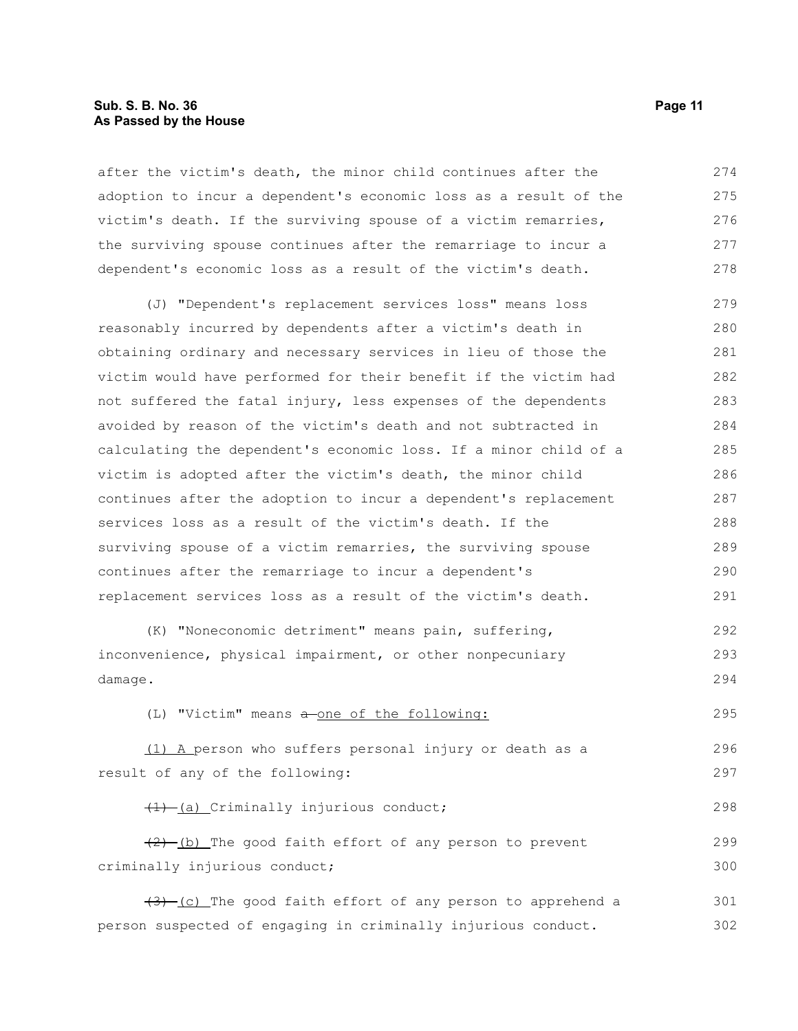after the victim's death, the minor child continues after the adoption to incur a dependent's economic loss as a result of the victim's death. If the surviving spouse of a victim remarries, the surviving spouse continues after the remarriage to incur a dependent's economic loss as a result of the victim's death.

(J) "Dependent's replacement services loss" means loss reasonably incurred by dependents after a victim's death in obtaining ordinary and necessary services in lieu of those the victim would have performed for their benefit if the victim had not suffered the fatal injury, less expenses of the dependents avoided by reason of the victim's death and not subtracted in calculating the dependent's economic loss. If a minor child of a victim is adopted after the victim's death, the minor child continues after the adoption to incur a dependent's replacement services loss as a result of the victim's death. If the surviving spouse of a victim remarries, the surviving spouse continues after the remarriage to incur a dependent's replacement services loss as a result of the victim's death.

(K) "Noneconomic detriment" means pain, suffering, inconvenience, physical impairment, or other nonpecuniary damage.

(L) "Victim" means ~~a~~ one of the following:

(1) A person who suffers personal injury or death as a result of any of the following:

~~(1)~~ (a) Criminally injurious conduct;

~~(2)~~ (b) The good faith effort of any person to prevent criminally injurious conduct;

~~(3)~~ (c) The good faith effort of any person to apprehend a person suspected of engaging in criminally injurious conduct.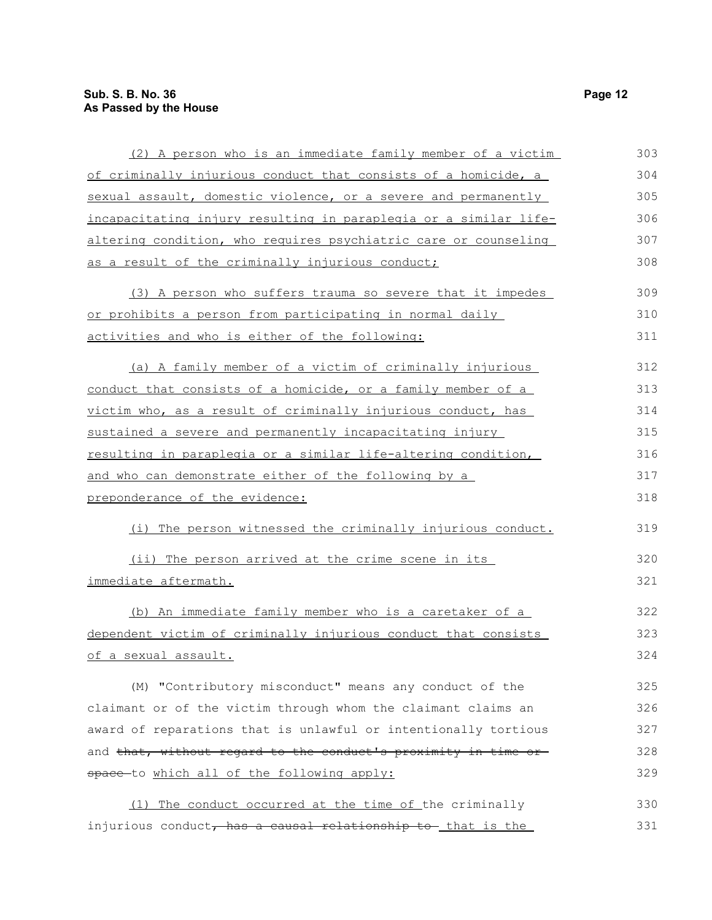(2) A person who is an immediate family member of a victim of criminally injurious conduct that consists of a homicide, a sexual assault, domestic violence, or a severe and permanently incapacitating injury resulting in paraplegia or a similar life-altering condition, who requires psychiatric care or counseling as a result of the criminally injurious conduct;

(3) A person who suffers trauma so severe that it impedes or prohibits a person from participating in normal daily activities and who is either of the following:

(a) A family member of a victim of criminally injurious conduct that consists of a homicide, or a family member of a victim who, as a result of criminally injurious conduct, has sustained a severe and permanently incapacitating injury resulting in paraplegia or a similar life-altering condition, and who can demonstrate either of the following by a preponderance of the evidence:

(i) The person witnessed the criminally injurious conduct.

(ii) The person arrived at the crime scene in its immediate aftermath.

(b) An immediate family member who is a caretaker of a dependent victim of criminally injurious conduct that consists of a sexual assault.

(M) "Contributory misconduct" means any conduct of the claimant or of the victim through whom the claimant claims an award of reparations that is unlawful or intentionally tortious and ~~that, without regard to the conduct's proximity in time or space~~ to which all of the following apply:

(1) The conduct occurred at the time of the criminally injurious conduct~~, has a causal relationship to~~ that is the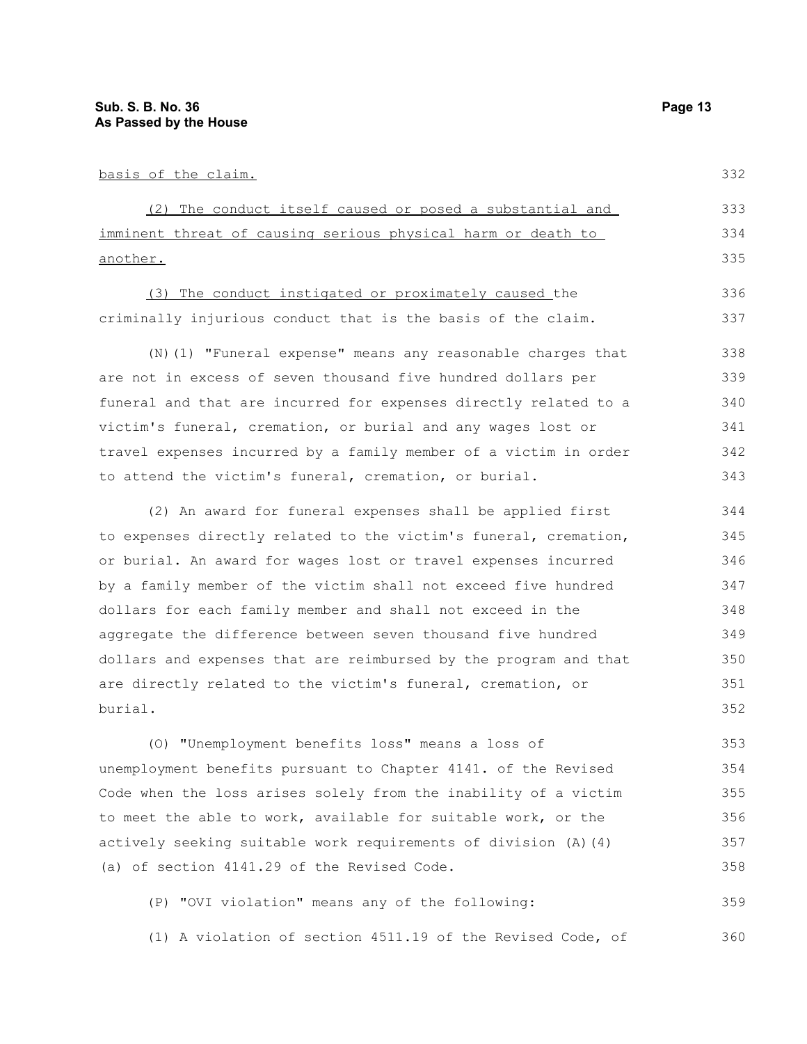basis of the claim.

(2) The conduct itself caused or posed a substantial and imminent threat of causing serious physical harm or death to another.

(3) The conduct instigated or proximately caused the criminally injurious conduct that is the basis of the claim.

(N)(1) "Funeral expense" means any reasonable charges that are not in excess of seven thousand five hundred dollars per funeral and that are incurred for expenses directly related to a victim's funeral, cremation, or burial and any wages lost or travel expenses incurred by a family member of a victim in order to attend the victim's funeral, cremation, or burial.

(2) An award for funeral expenses shall be applied first to expenses directly related to the victim's funeral, cremation, or burial. An award for wages lost or travel expenses incurred by a family member of the victim shall not exceed five hundred dollars for each family member and shall not exceed in the aggregate the difference between seven thousand five hundred dollars and expenses that are reimbursed by the program and that are directly related to the victim's funeral, cremation, or burial.

(O) "Unemployment benefits loss" means a loss of unemployment benefits pursuant to Chapter 4141. of the Revised Code when the loss arises solely from the inability of a victim to meet the able to work, available for suitable work, or the actively seeking suitable work requirements of division (A)(4)(a) of section 4141.29 of the Revised Code.

(P) "OVI violation" means any of the following:

(1) A violation of section 4511.19 of the Revised Code, of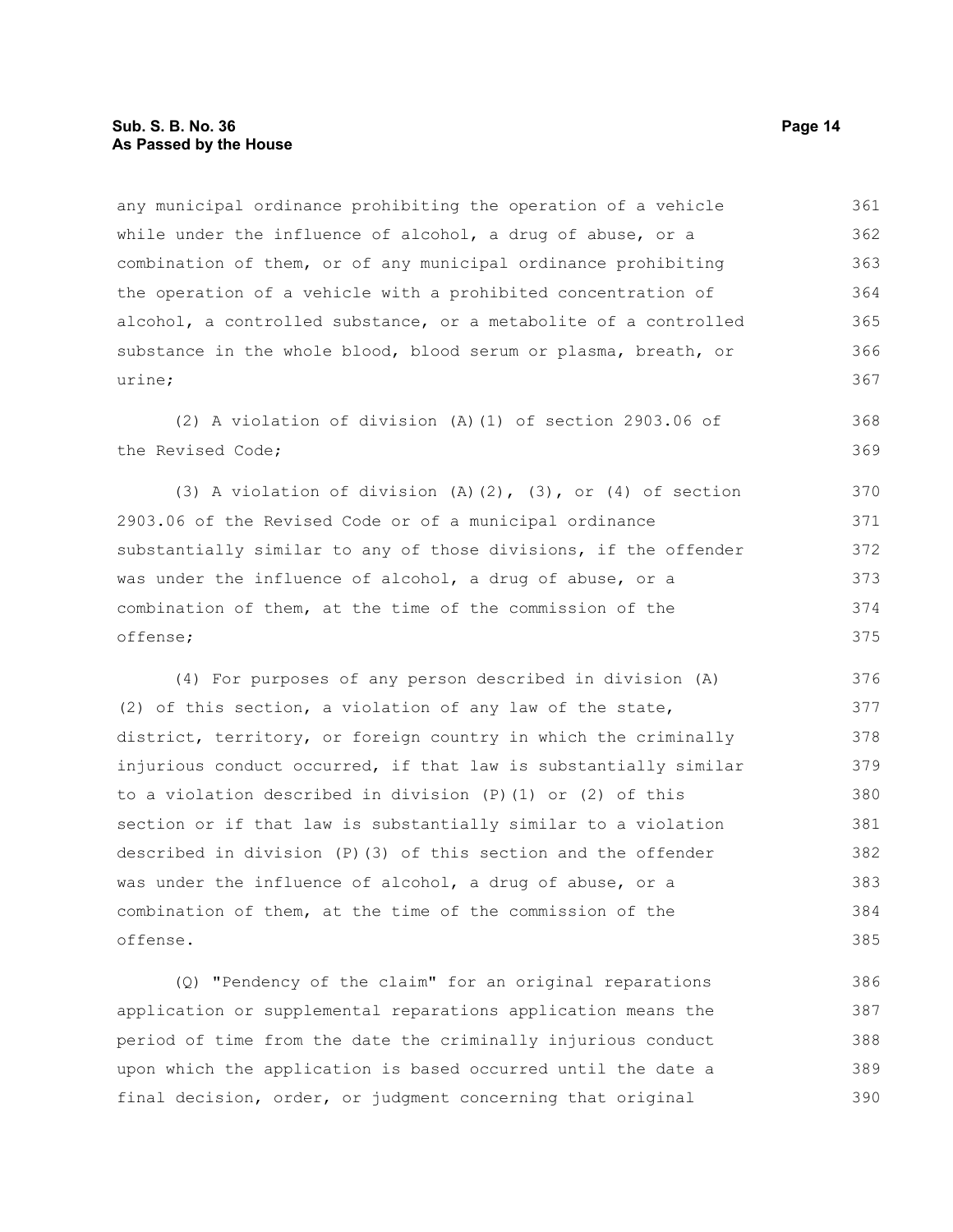any municipal ordinance prohibiting the operation of a vehicle while under the influence of alcohol, a drug of abuse, or a combination of them, or of any municipal ordinance prohibiting the operation of a vehicle with a prohibited concentration of alcohol, a controlled substance, or a metabolite of a controlled substance in the whole blood, blood serum or plasma, breath, or urine;

(2) A violation of division (A)(1) of section 2903.06 of the Revised Code;

(3) A violation of division (A)(2), (3), or (4) of section 2903.06 of the Revised Code or of a municipal ordinance substantially similar to any of those divisions, if the offender was under the influence of alcohol, a drug of abuse, or a combination of them, at the time of the commission of the offense;

(4) For purposes of any person described in division (A)(2) of this section, a violation of any law of the state, district, territory, or foreign country in which the criminally injurious conduct occurred, if that law is substantially similar to a violation described in division (P)(1) or (2) of this section or if that law is substantially similar to a violation described in division (P)(3) of this section and the offender was under the influence of alcohol, a drug of abuse, or a combination of them, at the time of the commission of the offense.

(Q) "Pendency of the claim" for an original reparations application or supplemental reparations application means the period of time from the date the criminally injurious conduct upon which the application is based occurred until the date a final decision, order, or judgment concerning that original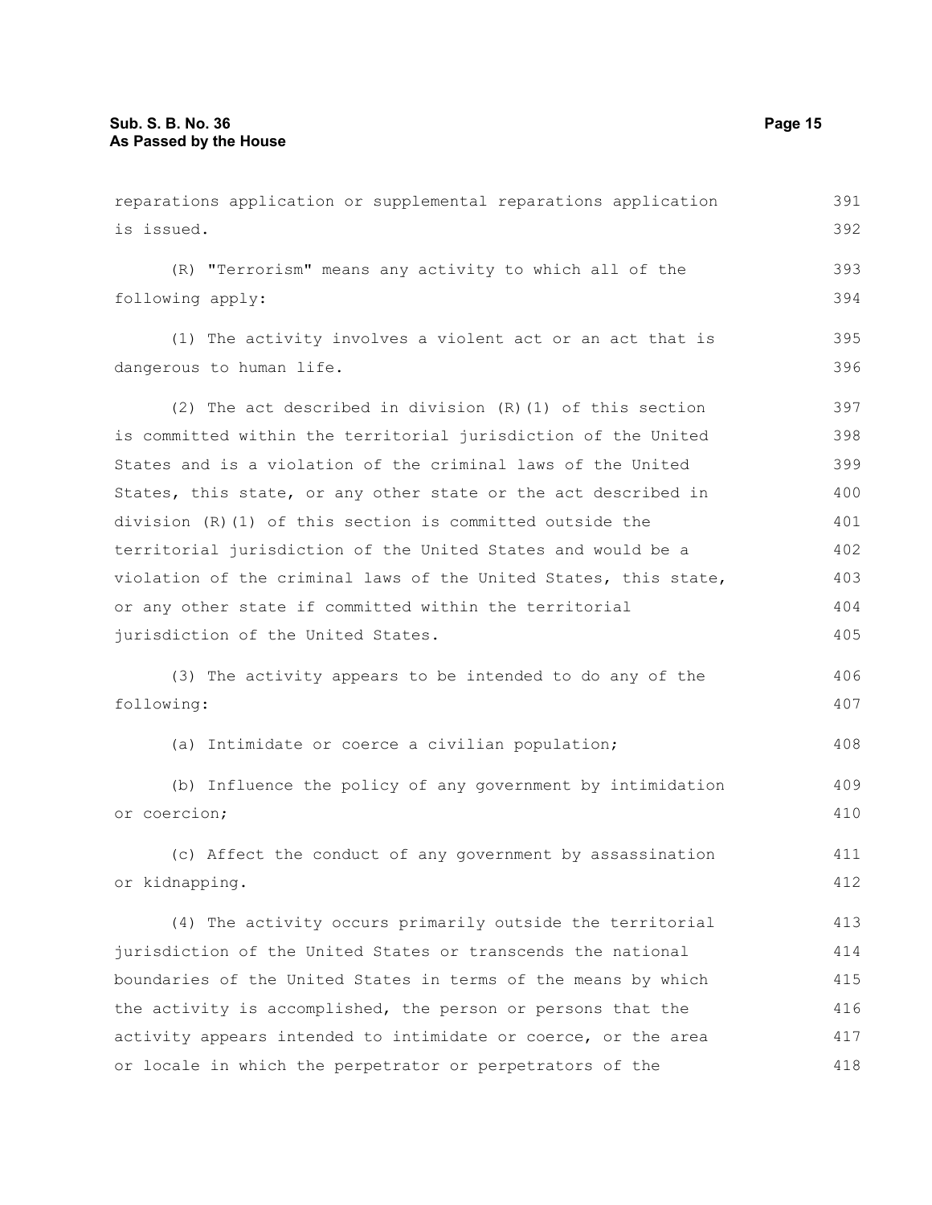reparations application or supplemental reparations application is issued.

(R) "Terrorism" means any activity to which all of the following apply:

(1) The activity involves a violent act or an act that is dangerous to human life.

(2) The act described in division (R)(1) of this section is committed within the territorial jurisdiction of the United States and is a violation of the criminal laws of the United States, this state, or any other state or the act described in division (R)(1) of this section is committed outside the territorial jurisdiction of the United States and would be a violation of the criminal laws of the United States, this state, or any other state if committed within the territorial jurisdiction of the United States.

(3) The activity appears to be intended to do any of the following:

(a) Intimidate or coerce a civilian population;

(b) Influence the policy of any government by intimidation or coercion;

(c) Affect the conduct of any government by assassination or kidnapping.

(4) The activity occurs primarily outside the territorial jurisdiction of the United States or transcends the national boundaries of the United States in terms of the means by which the activity is accomplished, the person or persons that the activity appears intended to intimidate or coerce, or the area or locale in which the perpetrator or perpetrators of the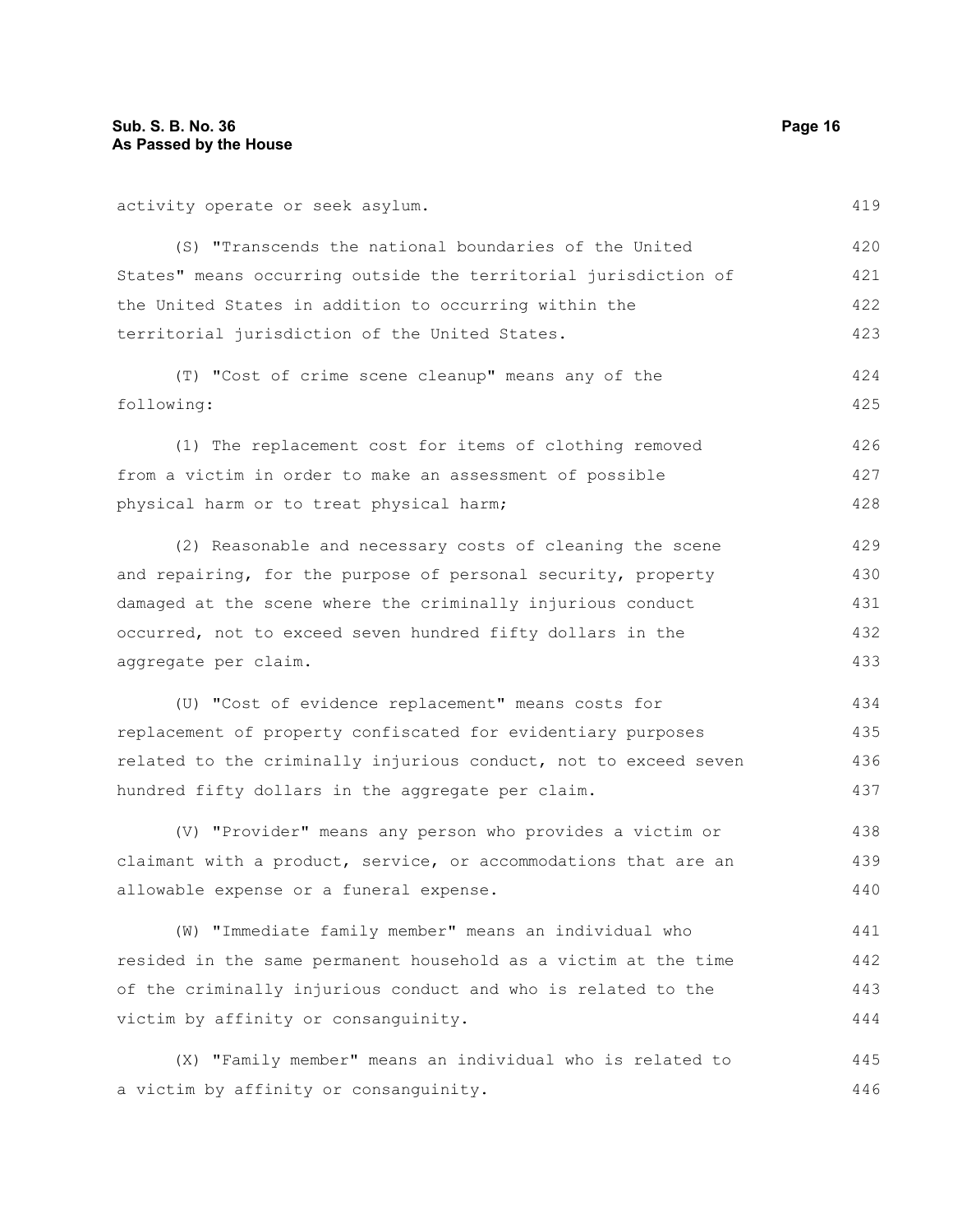activity operate or seek asylum.

(S) "Transcends the national boundaries of the United States" means occurring outside the territorial jurisdiction of the United States in addition to occurring within the territorial jurisdiction of the United States.

(T) "Cost of crime scene cleanup" means any of the following:

(1) The replacement cost for items of clothing removed from a victim in order to make an assessment of possible physical harm or to treat physical harm;

(2) Reasonable and necessary costs of cleaning the scene and repairing, for the purpose of personal security, property damaged at the scene where the criminally injurious conduct occurred, not to exceed seven hundred fifty dollars in the aggregate per claim.

(U) "Cost of evidence replacement" means costs for replacement of property confiscated for evidentiary purposes related to the criminally injurious conduct, not to exceed seven hundred fifty dollars in the aggregate per claim.

(V) "Provider" means any person who provides a victim or claimant with a product, service, or accommodations that are an allowable expense or a funeral expense.

(W) "Immediate family member" means an individual who resided in the same permanent household as a victim at the time of the criminally injurious conduct and who is related to the victim by affinity or consanguinity.

(X) "Family member" means an individual who is related to a victim by affinity or consanguinity.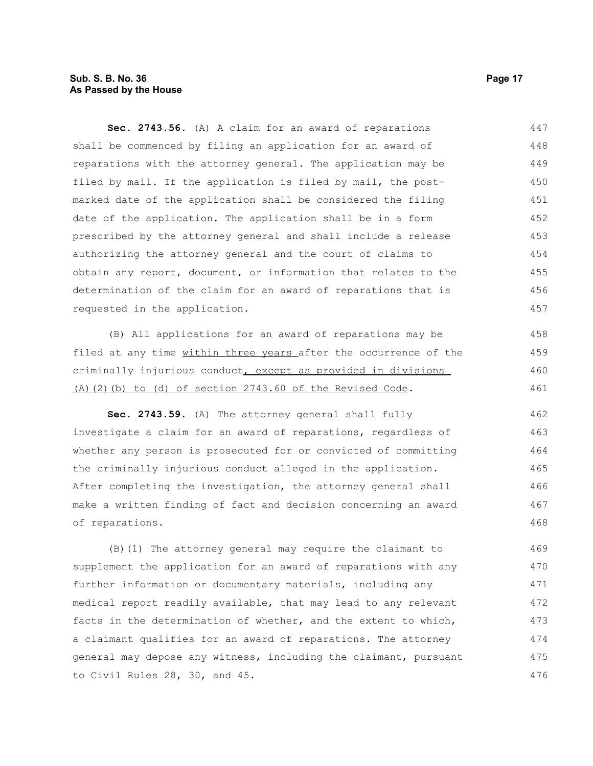**Sec. 2743.56.** (A) A claim for an award of reparations shall be commenced by filing an application for an award of reparations with the attorney general. The application may be filed by mail. If the application is filed by mail, the post-marked date of the application shall be considered the filing date of the application. The application shall be in a form prescribed by the attorney general and shall include a release authorizing the attorney general and the court of claims to obtain any report, document, or information that relates to the determination of the claim for an award of reparations that is requested in the application.

(B) All applications for an award of reparations may be filed at any time within three years after the occurrence of the criminally injurious conduct, except as provided in divisions (A)(2)(b) to (d) of section 2743.60 of the Revised Code.

**Sec. 2743.59.** (A) The attorney general shall fully investigate a claim for an award of reparations, regardless of whether any person is prosecuted for or convicted of committing the criminally injurious conduct alleged in the application. After completing the investigation, the attorney general shall make a written finding of fact and decision concerning an award of reparations.

(B)(1) The attorney general may require the claimant to supplement the application for an award of reparations with any further information or documentary materials, including any medical report readily available, that may lead to any relevant facts in the determination of whether, and the extent to which, a claimant qualifies for an award of reparations. The attorney general may depose any witness, including the claimant, pursuant to Civil Rules 28, 30, and 45.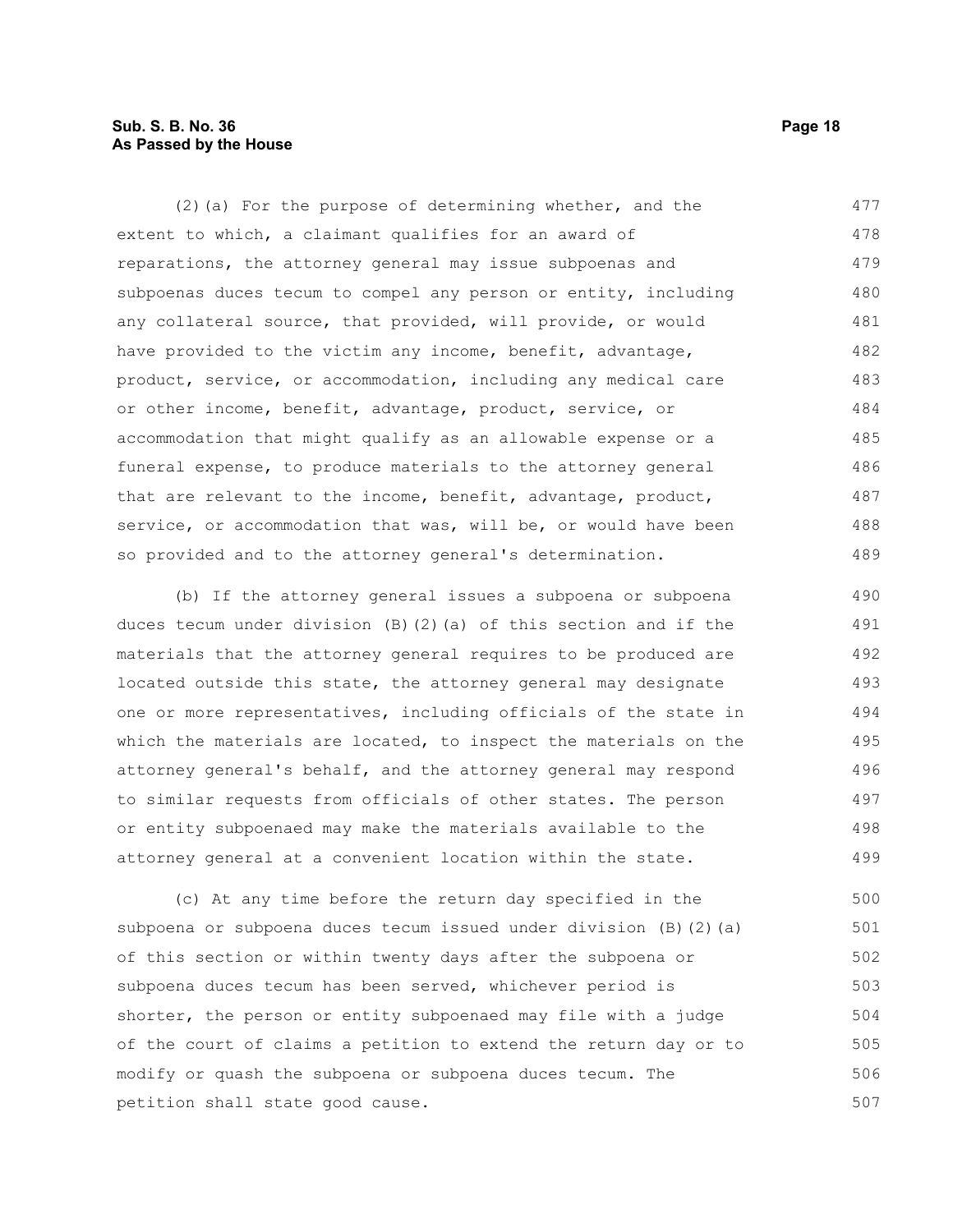(2)(a) For the purpose of determining whether, and the extent to which, a claimant qualifies for an award of reparations, the attorney general may issue subpoenas and subpoenas duces tecum to compel any person or entity, including any collateral source, that provided, will provide, or would have provided to the victim any income, benefit, advantage, product, service, or accommodation, including any medical care or other income, benefit, advantage, product, service, or accommodation that might qualify as an allowable expense or a funeral expense, to produce materials to the attorney general that are relevant to the income, benefit, advantage, product, service, or accommodation that was, will be, or would have been so provided and to the attorney general's determination.

(b) If the attorney general issues a subpoena or subpoena duces tecum under division (B)(2)(a) of this section and if the materials that the attorney general requires to be produced are located outside this state, the attorney general may designate one or more representatives, including officials of the state in which the materials are located, to inspect the materials on the attorney general's behalf, and the attorney general may respond to similar requests from officials of other states. The person or entity subpoenaed may make the materials available to the attorney general at a convenient location within the state.

(c) At any time before the return day specified in the subpoena or subpoena duces tecum issued under division (B)(2)(a) of this section or within twenty days after the subpoena or subpoena duces tecum has been served, whichever period is shorter, the person or entity subpoenaed may file with a judge of the court of claims a petition to extend the return day or to modify or quash the subpoena or subpoena duces tecum. The petition shall state good cause.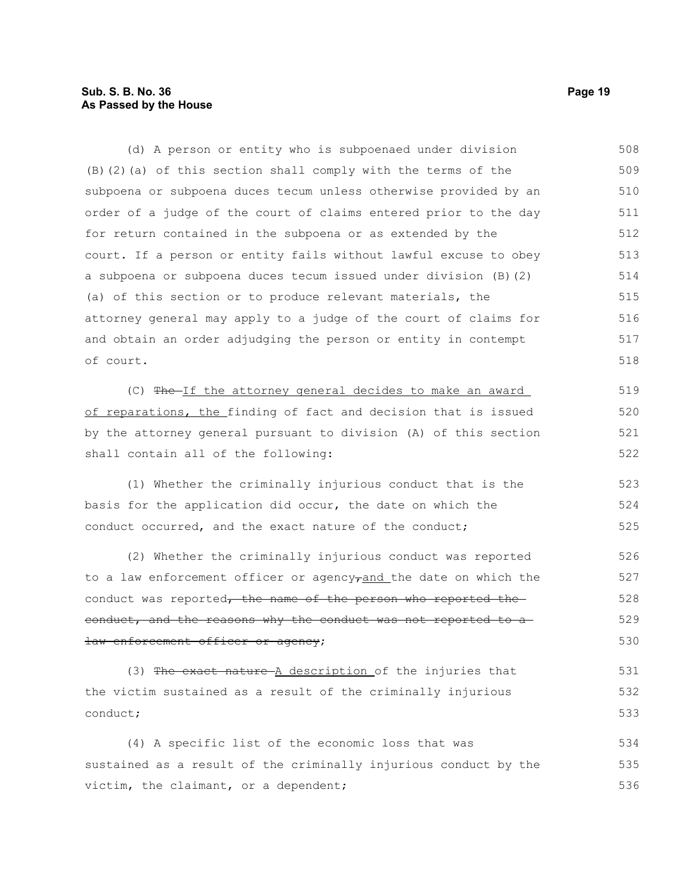(d) A person or entity who is subpoenaed under division (B)(2)(a) of this section shall comply with the terms of the subpoena or subpoena duces tecum unless otherwise provided by an order of a judge of the court of claims entered prior to the day for return contained in the subpoena or as extended by the court. If a person or entity fails without lawful excuse to obey a subpoena or subpoena duces tecum issued under division (B)(2)(a) of this section or to produce relevant materials, the attorney general may apply to a judge of the court of claims for and obtain an order adjudging the person or entity in contempt of court.

(C) ~~The~~ <u>If the attorney general decides to make an award of reparations, the</u> finding of fact and decision that is issued by the attorney general pursuant to division (A) of this section shall contain all of the following:

(1) Whether the criminally injurious conduct that is the basis for the application did occur, the date on which the conduct occurred, and the exact nature of the conduct;

(2) Whether the criminally injurious conduct was reported to a law enforcement officer or agency~~,~~ <u>and</u> the date on which the conduct was reported~~, the name of the person who reported the conduct, and the reasons why the conduct was not reported to a law enforcement officer or agency~~;

(3) ~~The exact nature~~ <u>A description</u> of the injuries that the victim sustained as a result of the criminally injurious conduct;

(4) A specific list of the economic loss that was sustained as a result of the criminally injurious conduct by the victim, the claimant, or a dependent;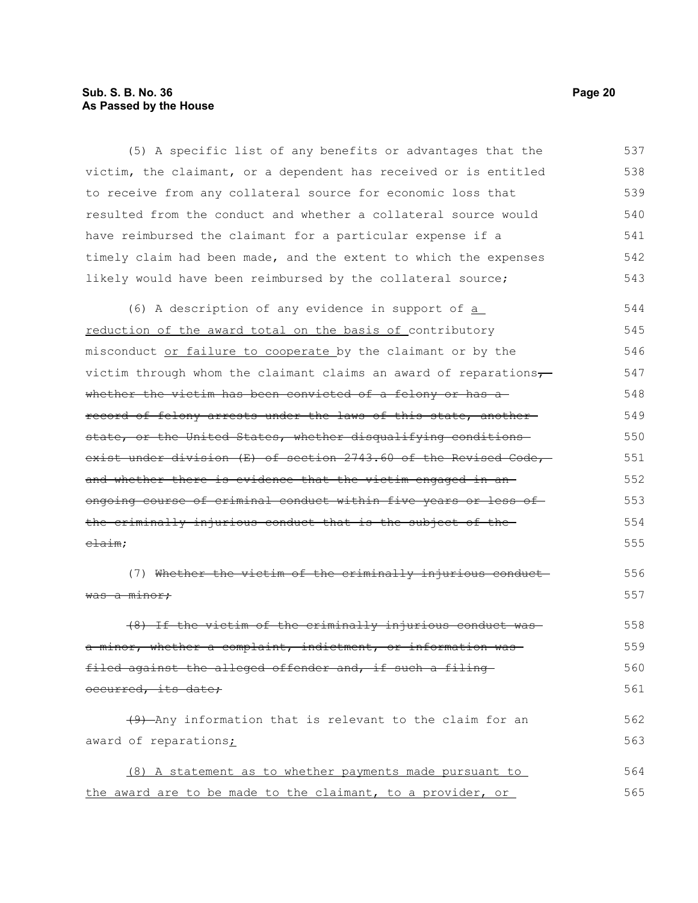(5) A specific list of any benefits or advantages that the victim, the claimant, or a dependent has received or is entitled to receive from any collateral source for economic loss that resulted from the conduct and whether a collateral source would have reimbursed the claimant for a particular expense if a timely claim had been made, and the extent to which the expenses likely would have been reimbursed by the collateral source;

(6) A description of any evidence in support of <u>a reduction of the award total on the basis of</u> contributory misconduct <u>or failure to cooperate</u> by the claimant or by the victim through whom the claimant claims an award of reparations~~, whether the victim has been convicted of a felony or has a record of felony arrests under the laws of this state, another state, or the United States, whether disqualifying conditions exist under division (E) of section 2743.60 of the Revised Code, and whether there is evidence that the victim engaged in an ongoing course of criminal conduct within five years or less of the criminally injurious conduct that is the subject of the claim~~;

(7) ~~Whether the victim of the criminally injurious conduct was a minor;~~

~~(8) If the victim of the criminally injurious conduct was a minor, whether a complaint, indictment, or information was filed against the alleged offender and, if such a filing occurred, its date;~~

~~(9)~~ Any information that is relevant to the claim for an award of reparations<u>;</u>

<u>(8) A statement as to whether payments made pursuant to the award are to be made to the claimant, to a provider, or</u>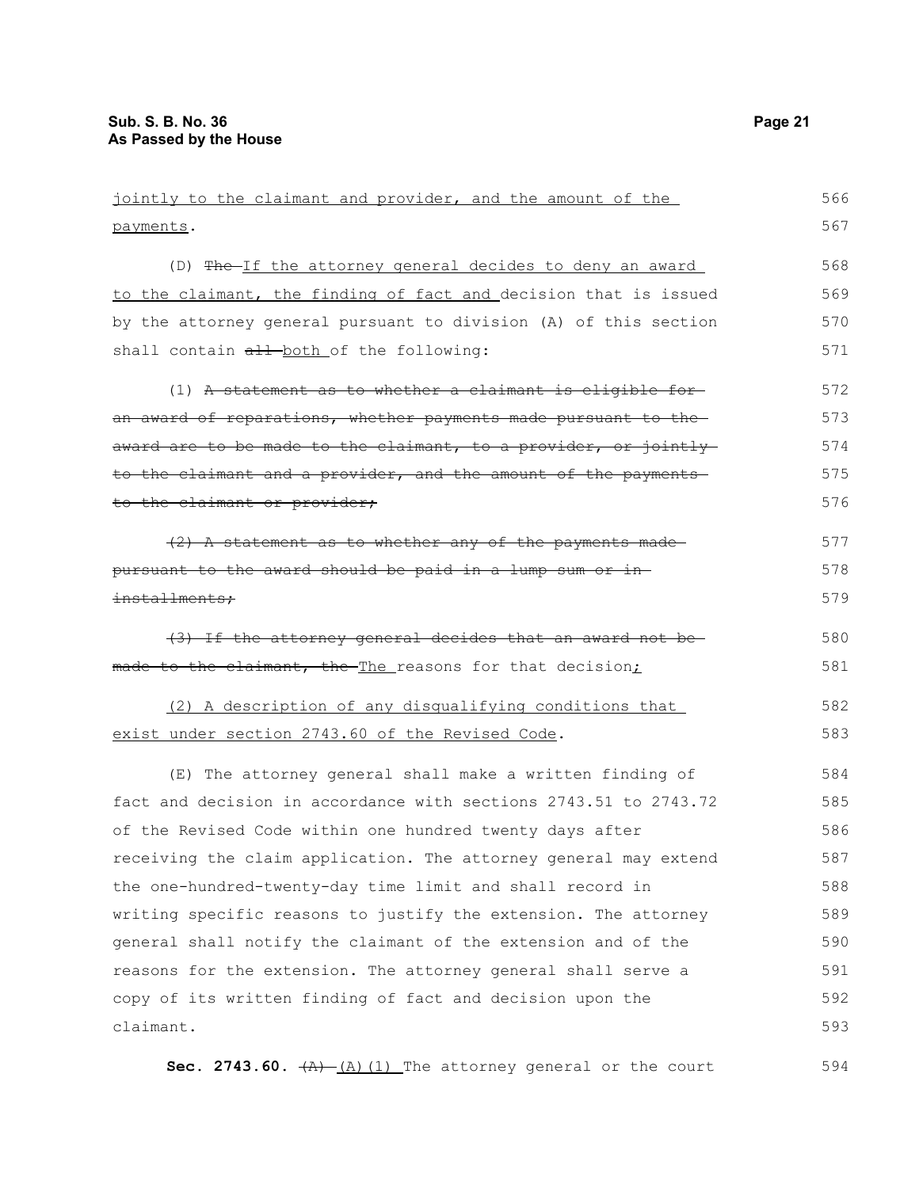jointly to the claimant and provider, and the amount of the payments.

(D) ~~The~~ If the attorney general decides to deny an award to the claimant, the finding of fact and decision that is issued by the attorney general pursuant to division (A) of this section shall contain ~~all~~ both of the following:

(1) ~~A statement as to whether a claimant is eligible for an award of reparations, whether payments made pursuant to the award are to be made to the claimant, to a provider, or jointly to the claimant and a provider, and the amount of the payments to the claimant or provider;~~

~~(2) A statement as to whether any of the payments made pursuant to the award should be paid in a lump sum or in installments;~~

~~(3) If the attorney general decides that an award not be made to the claimant, the~~ The reasons for that decision;

(2) A description of any disqualifying conditions that exist under section 2743.60 of the Revised Code.

(E) The attorney general shall make a written finding of fact and decision in accordance with sections 2743.51 to 2743.72 of the Revised Code within one hundred twenty days after receiving the claim application. The attorney general may extend the one-hundred-twenty-day time limit and shall record in writing specific reasons to justify the extension. The attorney general shall notify the claimant of the extension and of the reasons for the extension. The attorney general shall serve a copy of its written finding of fact and decision upon the claimant.

**Sec. 2743.60.** ~~(A)~~ (A)(1) The attorney general or the court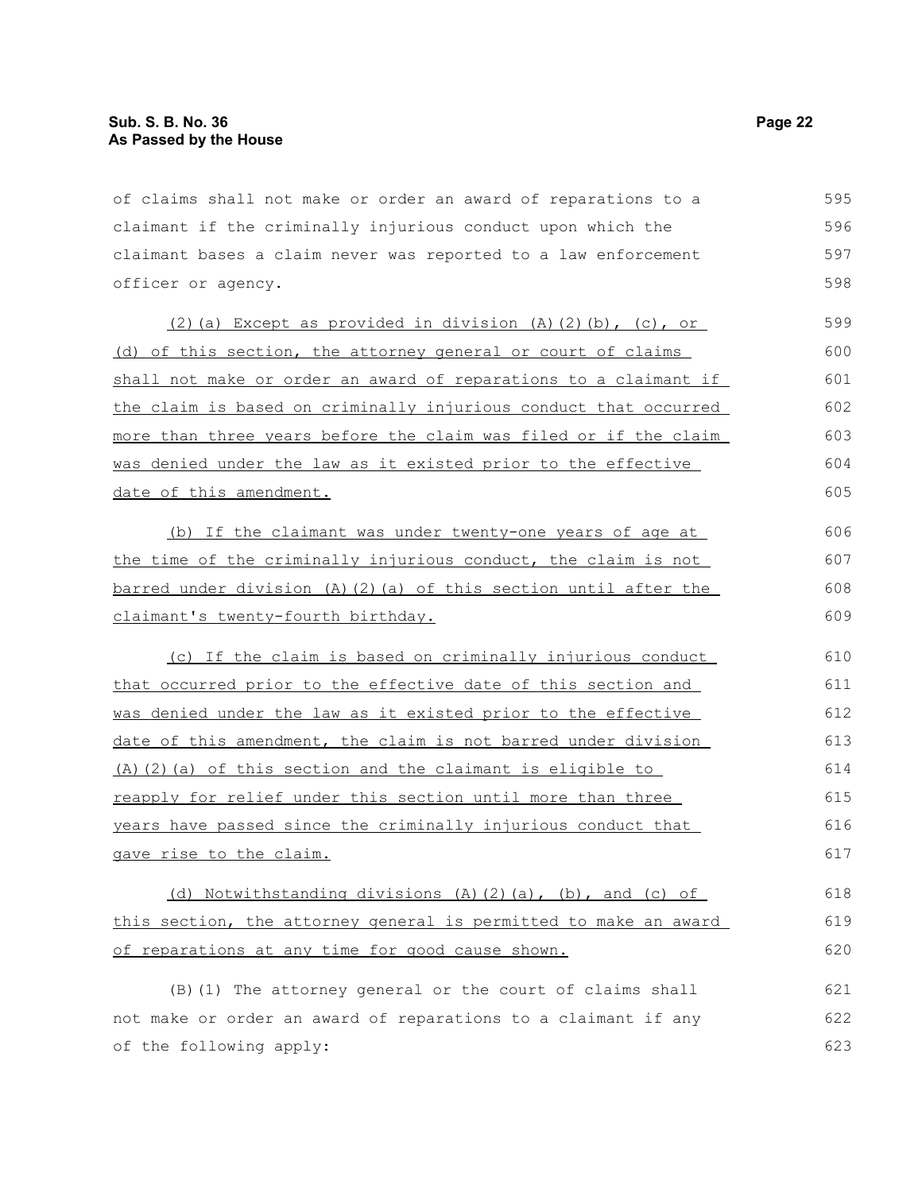of claims shall not make or order an award of reparations to a claimant if the criminally injurious conduct upon which the claimant bases a claim never was reported to a law enforcement officer or agency.

(2)(a) Except as provided in division (A)(2)(b), (c), or (d) of this section, the attorney general or court of claims shall not make or order an award of reparations to a claimant if the claim is based on criminally injurious conduct that occurred more than three years before the claim was filed or if the claim was denied under the law as it existed prior to the effective date of this amendment.

(b) If the claimant was under twenty-one years of age at the time of the criminally injurious conduct, the claim is not barred under division (A)(2)(a) of this section until after the claimant's twenty-fourth birthday.

(c) If the claim is based on criminally injurious conduct that occurred prior to the effective date of this section and was denied under the law as it existed prior to the effective date of this amendment, the claim is not barred under division (A)(2)(a) of this section and the claimant is eligible to reapply for relief under this section until more than three years have passed since the criminally injurious conduct that gave rise to the claim.

(d) Notwithstanding divisions (A)(2)(a), (b), and (c) of this section, the attorney general is permitted to make an award of reparations at any time for good cause shown.

(B)(1) The attorney general or the court of claims shall not make or order an award of reparations to a claimant if any of the following apply: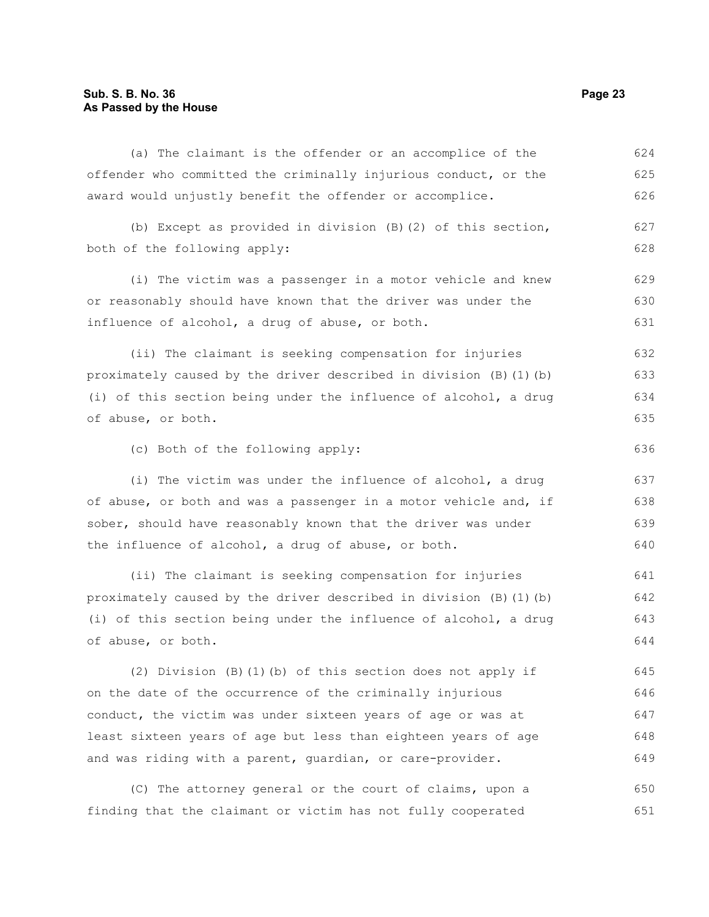(a) The claimant is the offender or an accomplice of the offender who committed the criminally injurious conduct, or the award would unjustly benefit the offender or accomplice.

(b) Except as provided in division (B)(2) of this section, both of the following apply:

(i) The victim was a passenger in a motor vehicle and knew or reasonably should have known that the driver was under the influence of alcohol, a drug of abuse, or both.

(ii) The claimant is seeking compensation for injuries proximately caused by the driver described in division (B)(1)(b)(i) of this section being under the influence of alcohol, a drug of abuse, or both.

(c) Both of the following apply:

(i) The victim was under the influence of alcohol, a drug of abuse, or both and was a passenger in a motor vehicle and, if sober, should have reasonably known that the driver was under the influence of alcohol, a drug of abuse, or both.

(ii) The claimant is seeking compensation for injuries proximately caused by the driver described in division (B)(1)(b)(i) of this section being under the influence of alcohol, a drug of abuse, or both.

(2) Division (B)(1)(b) of this section does not apply if on the date of the occurrence of the criminally injurious conduct, the victim was under sixteen years of age or was at least sixteen years of age but less than eighteen years of age and was riding with a parent, guardian, or care-provider.

(C) The attorney general or the court of claims, upon a finding that the claimant or victim has not fully cooperated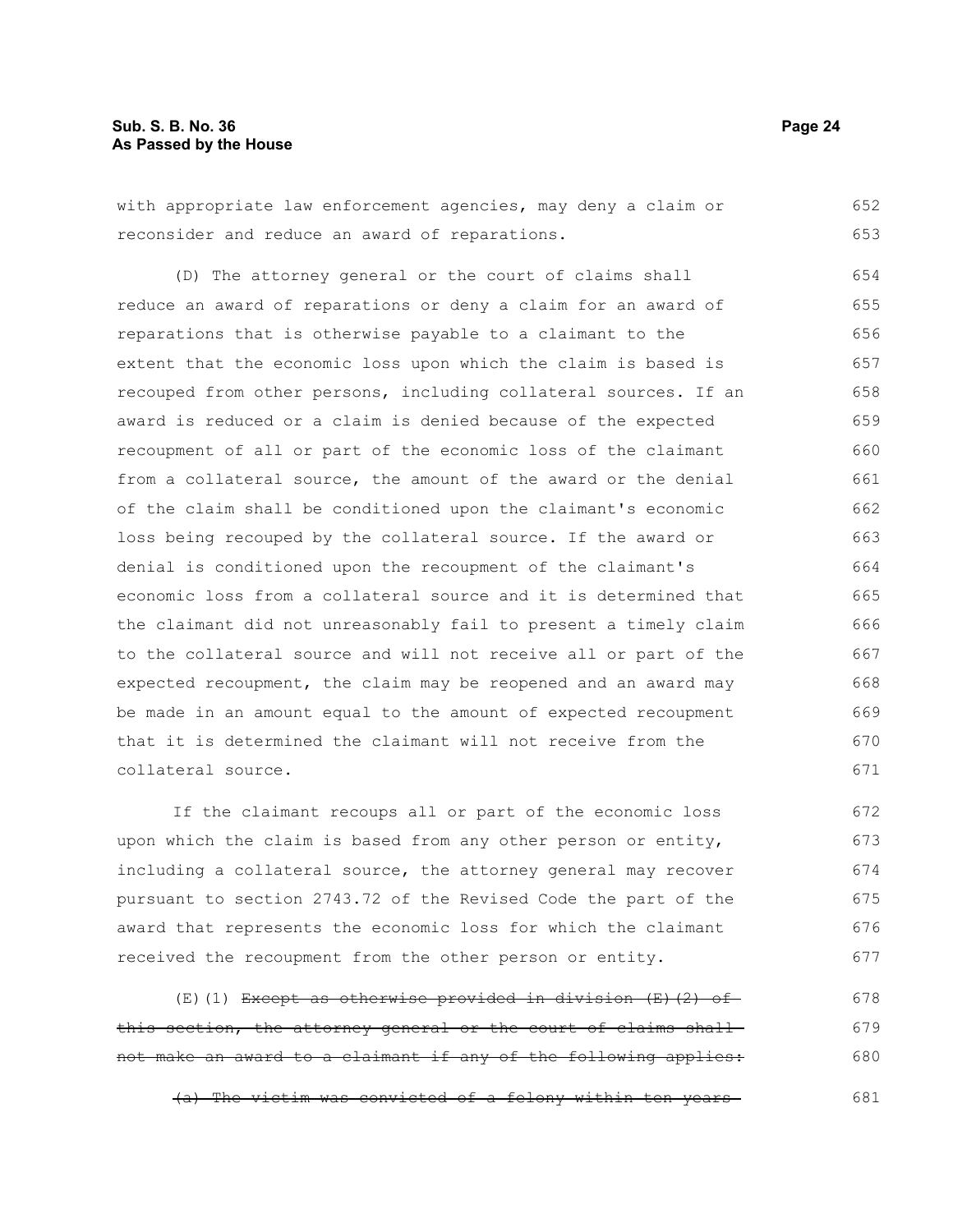with appropriate law enforcement agencies, may deny a claim or reconsider and reduce an award of reparations.

(D) The attorney general or the court of claims shall reduce an award of reparations or deny a claim for an award of reparations that is otherwise payable to a claimant to the extent that the economic loss upon which the claim is based is recouped from other persons, including collateral sources. If an award is reduced or a claim is denied because of the expected recoupment of all or part of the economic loss of the claimant from a collateral source, the amount of the award or the denial of the claim shall be conditioned upon the claimant's economic loss being recouped by the collateral source. If the award or denial is conditioned upon the recoupment of the claimant's economic loss from a collateral source and it is determined that the claimant did not unreasonably fail to present a timely claim to the collateral source and will not receive all or part of the expected recoupment, the claim may be reopened and an award may be made in an amount equal to the amount of expected recoupment that it is determined the claimant will not receive from the collateral source.

If the claimant recoups all or part of the economic loss upon which the claim is based from any other person or entity, including a collateral source, the attorney general may recover pursuant to section 2743.72 of the Revised Code the part of the award that represents the economic loss for which the claimant received the recoupment from the other person or entity.

(E)(1) ~~Except as otherwise provided in division (E)(2) of this section, the attorney general or the court of claims shall not make an award to a claimant if any of the following applies:~~

~~(a) The victim was convicted of a felony within ten years~~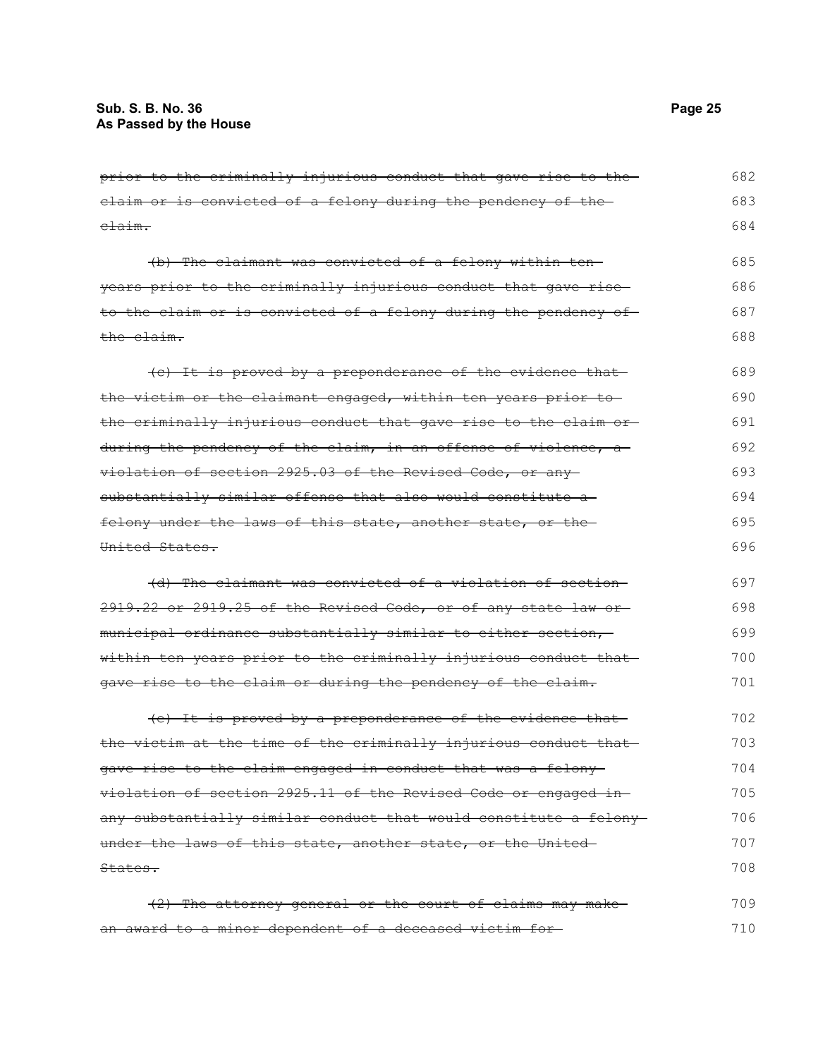~~prior to the criminally injurious conduct that gave rise to the claim or is convicted of a felony during the pendency of the claim.~~

~~(b) The claimant was convicted of a felony within ten years prior to the criminally injurious conduct that gave rise to the claim or is convicted of a felony during the pendency of the claim.~~

~~(c) It is proved by a preponderance of the evidence that the victim or the claimant engaged, within ten years prior to the criminally injurious conduct that gave rise to the claim or during the pendency of the claim, in an offense of violence, a violation of section 2925.03 of the Revised Code, or any substantially similar offense that also would constitute a felony under the laws of this state, another state, or the United States.~~

~~(d) The claimant was convicted of a violation of section 2919.22 or 2919.25 of the Revised Code, or of any state law or municipal ordinance substantially similar to either section, within ten years prior to the criminally injurious conduct that gave rise to the claim or during the pendency of the claim.~~

~~(e) It is proved by a preponderance of the evidence that the victim at the time of the criminally injurious conduct that gave rise to the claim engaged in conduct that was a felony violation of section 2925.11 of the Revised Code or engaged in any substantially similar conduct that would constitute a felony under the laws of this state, another state, or the United States.~~

~~(2) The attorney general or the court of claims may make an award to a minor dependent of a deceased victim for~~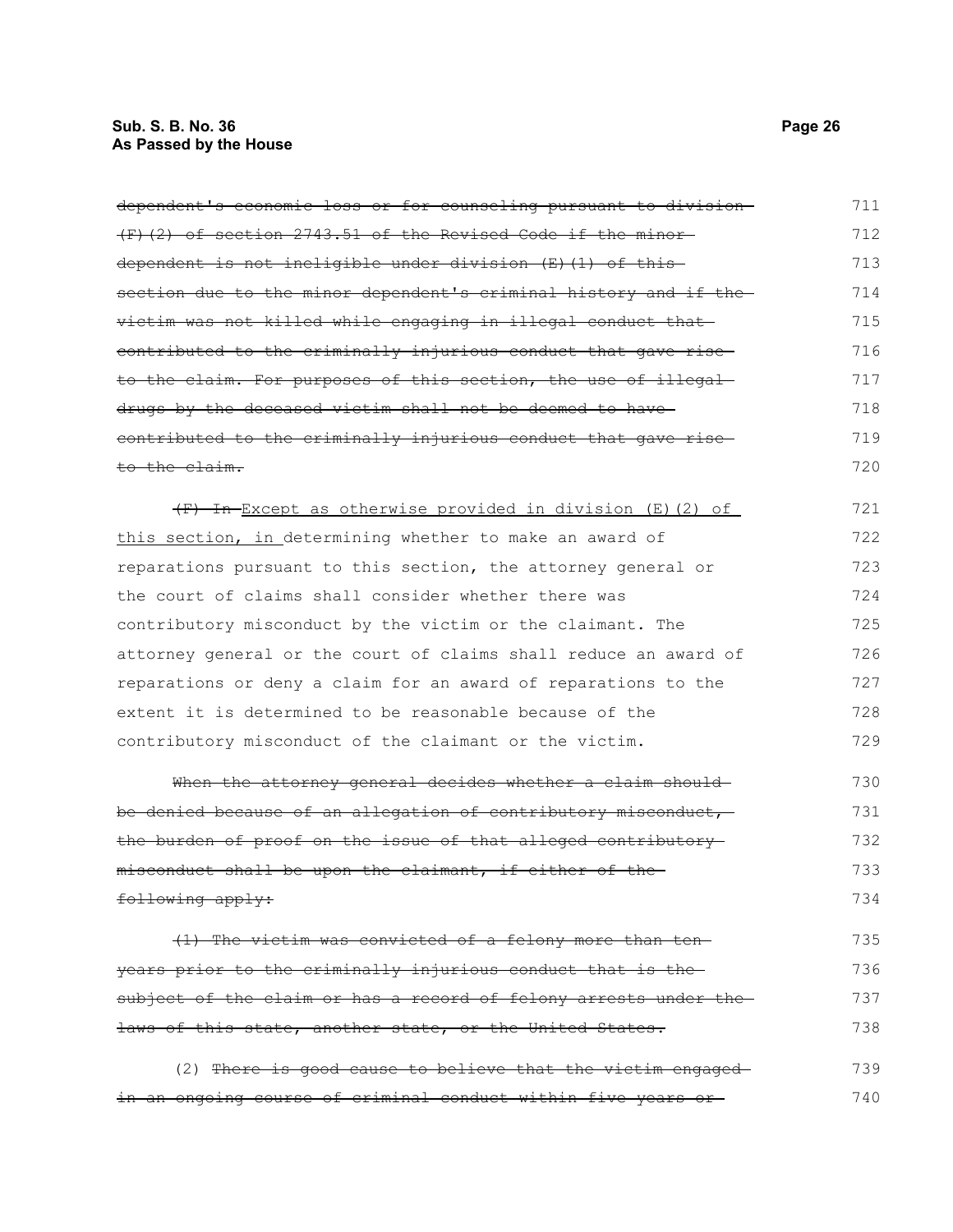~~dependent's economic loss or for counseling pursuant to division (F)(2) of section 2743.51 of the Revised Code if the minor dependent is not ineligible under division (E)(1) of this section due to the minor dependent's criminal history and if the victim was not killed while engaging in illegal conduct that contributed to the criminally injurious conduct that gave rise to the claim. For purposes of this section, the use of illegal drugs by the deceased victim shall not be deemed to have contributed to the criminally injurious conduct that gave rise to the claim.~~

~~(F) In~~ Except as otherwise provided in division (E)(2) of this section, in determining whether to make an award of reparations pursuant to this section, the attorney general or the court of claims shall consider whether there was contributory misconduct by the victim or the claimant. The attorney general or the court of claims shall reduce an award of reparations or deny a claim for an award of reparations to the extent it is determined to be reasonable because of the contributory misconduct of the claimant or the victim.

~~When the attorney general decides whether a claim should be denied because of an allegation of contributory misconduct, the burden of proof on the issue of that alleged contributory misconduct shall be upon the claimant, if either of the following apply:~~

~~(1) The victim was convicted of a felony more than ten years prior to the criminally injurious conduct that is the subject of the claim or has a record of felony arrests under the laws of this state, another state, or the United States.~~

(2) ~~There is good cause to believe that the victim engaged in an ongoing course of criminal conduct within five years or~~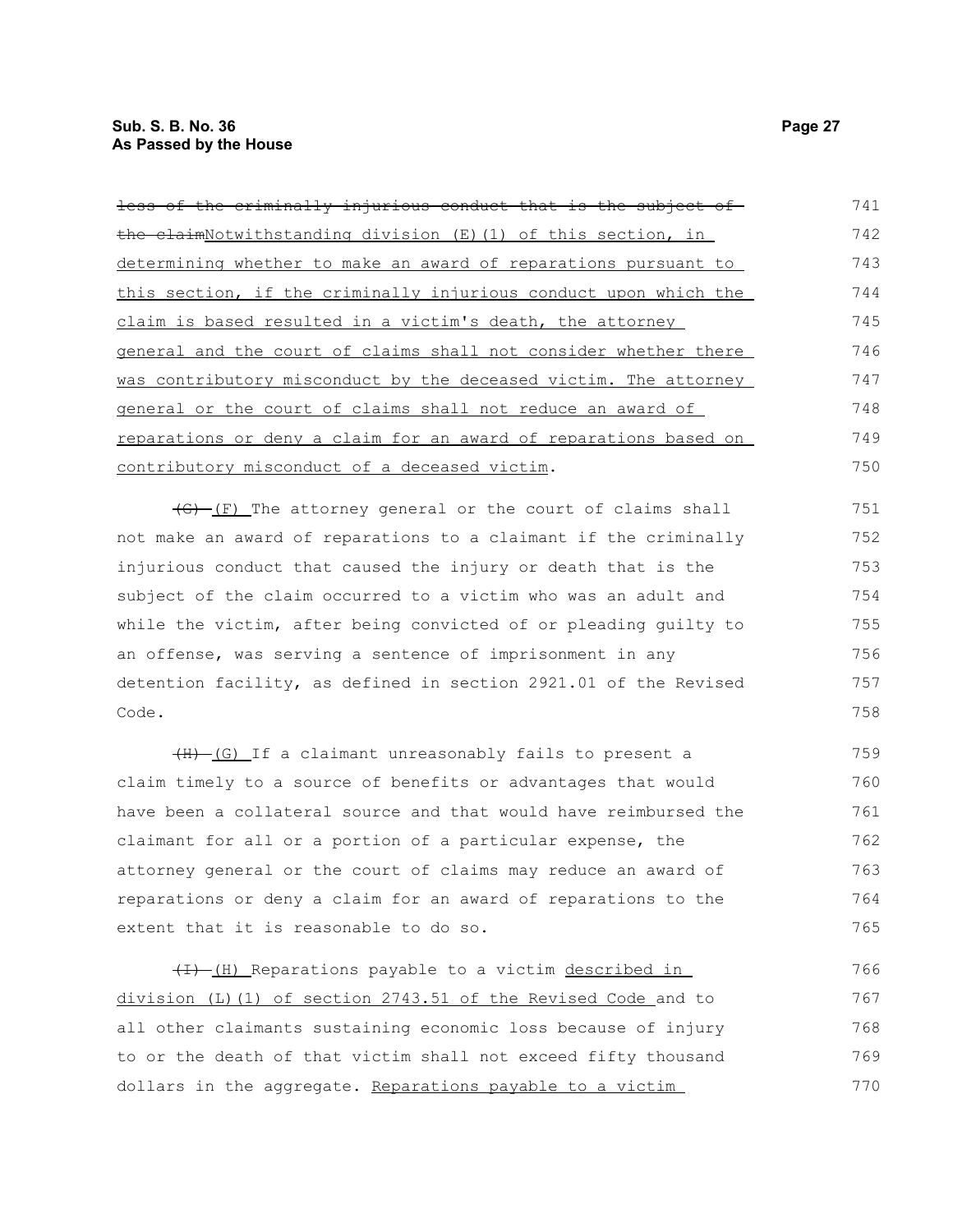~~less of the criminally injurious conduct that is the subject of the claim~~Notwithstanding division (E)(1) of this section, in determining whether to make an award of reparations pursuant to this section, if the criminally injurious conduct upon which the claim is based resulted in a victim's death, the attorney general and the court of claims shall not consider whether there was contributory misconduct by the deceased victim. The attorney general or the court of claims shall not reduce an award of reparations or deny a claim for an award of reparations based on contributory misconduct of a deceased victim.

~~(G)~~ (F) The attorney general or the court of claims shall not make an award of reparations to a claimant if the criminally injurious conduct that caused the injury or death that is the subject of the claim occurred to a victim who was an adult and while the victim, after being convicted of or pleading guilty to an offense, was serving a sentence of imprisonment in any detention facility, as defined in section 2921.01 of the Revised Code.

~~(H)~~ (G) If a claimant unreasonably fails to present a claim timely to a source of benefits or advantages that would have been a collateral source and that would have reimbursed the claimant for all or a portion of a particular expense, the attorney general or the court of claims may reduce an award of reparations or deny a claim for an award of reparations to the extent that it is reasonable to do so.

~~(I)~~ (H) Reparations payable to a victim described in division (L)(1) of section 2743.51 of the Revised Code and to all other claimants sustaining economic loss because of injury to or the death of that victim shall not exceed fifty thousand dollars in the aggregate. Reparations payable to a victim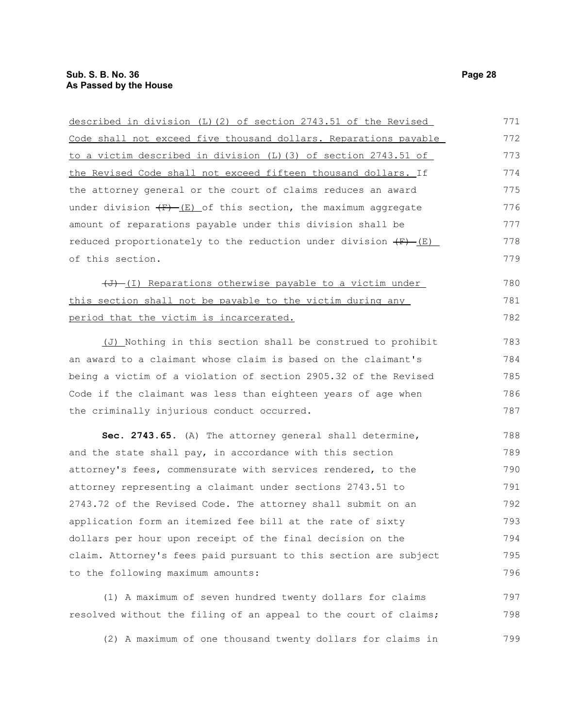described in division (L)(2) of section 2743.51 of the Revised Code shall not exceed five thousand dollars. Reparations payable to a victim described in division (L)(3) of section 2743.51 of the Revised Code shall not exceed fifteen thousand dollars. If the attorney general or the court of claims reduces an award under division ~~(F)~~ (E) of this section, the maximum aggregate amount of reparations payable under this division shall be reduced proportionately to the reduction under division ~~(F)~~ (E) of this section.

~~(J)~~ (I) Reparations otherwise payable to a victim under this section shall not be payable to the victim during any period that the victim is incarcerated.

(J) Nothing in this section shall be construed to prohibit an award to a claimant whose claim is based on the claimant's being a victim of a violation of section 2905.32 of the Revised Code if the claimant was less than eighteen years of age when the criminally injurious conduct occurred.

**Sec. 2743.65.** (A) The attorney general shall determine, and the state shall pay, in accordance with this section attorney's fees, commensurate with services rendered, to the attorney representing a claimant under sections 2743.51 to 2743.72 of the Revised Code. The attorney shall submit on an application form an itemized fee bill at the rate of sixty dollars per hour upon receipt of the final decision on the claim. Attorney's fees paid pursuant to this section are subject to the following maximum amounts:

(1) A maximum of seven hundred twenty dollars for claims resolved without the filing of an appeal to the court of claims;

(2) A maximum of one thousand twenty dollars for claims in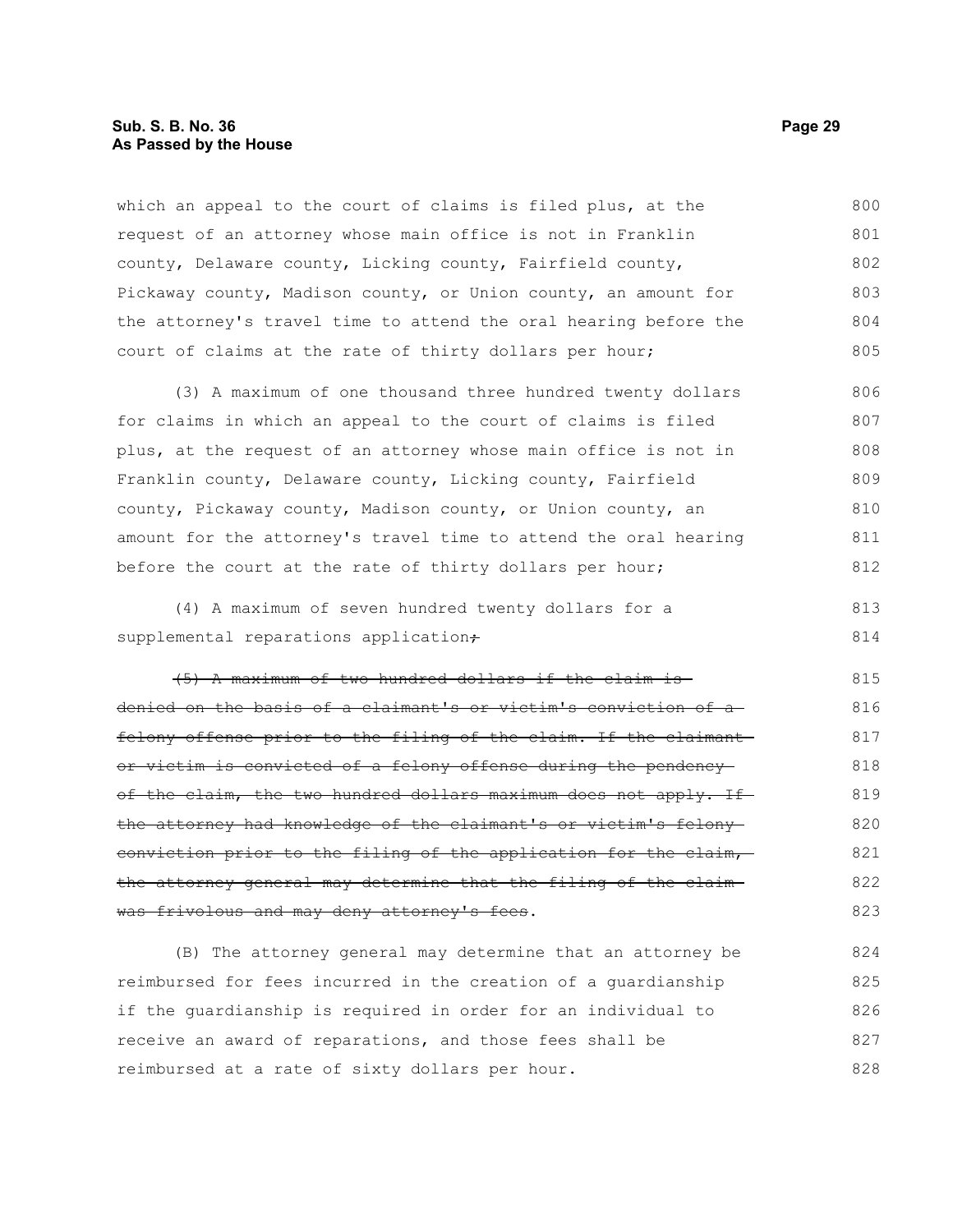which an appeal to the court of claims is filed plus, at the request of an attorney whose main office is not in Franklin county, Delaware county, Licking county, Fairfield county, Pickaway county, Madison county, or Union county, an amount for the attorney's travel time to attend the oral hearing before the court of claims at the rate of thirty dollars per hour;

(3) A maximum of one thousand three hundred twenty dollars for claims in which an appeal to the court of claims is filed plus, at the request of an attorney whose main office is not in Franklin county, Delaware county, Licking county, Fairfield county, Pickaway county, Madison county, or Union county, an amount for the attorney's travel time to attend the oral hearing before the court at the rate of thirty dollars per hour;

(4) A maximum of seven hundred twenty dollars for a supplemental reparations application~~;~~

~~(5) A maximum of two hundred dollars if the claim is denied on the basis of a claimant's or victim's conviction of a felony offense prior to the filing of the claim. If the claimant or victim is convicted of a felony offense during the pendency of the claim, the two hundred dollars maximum does not apply. If the attorney had knowledge of the claimant's or victim's felony conviction prior to the filing of the application for the claim, the attorney general may determine that the filing of the claim was frivolous and may deny attorney's fees~~.

(B) The attorney general may determine that an attorney be reimbursed for fees incurred in the creation of a guardianship if the guardianship is required in order for an individual to receive an award of reparations, and those fees shall be reimbursed at a rate of sixty dollars per hour.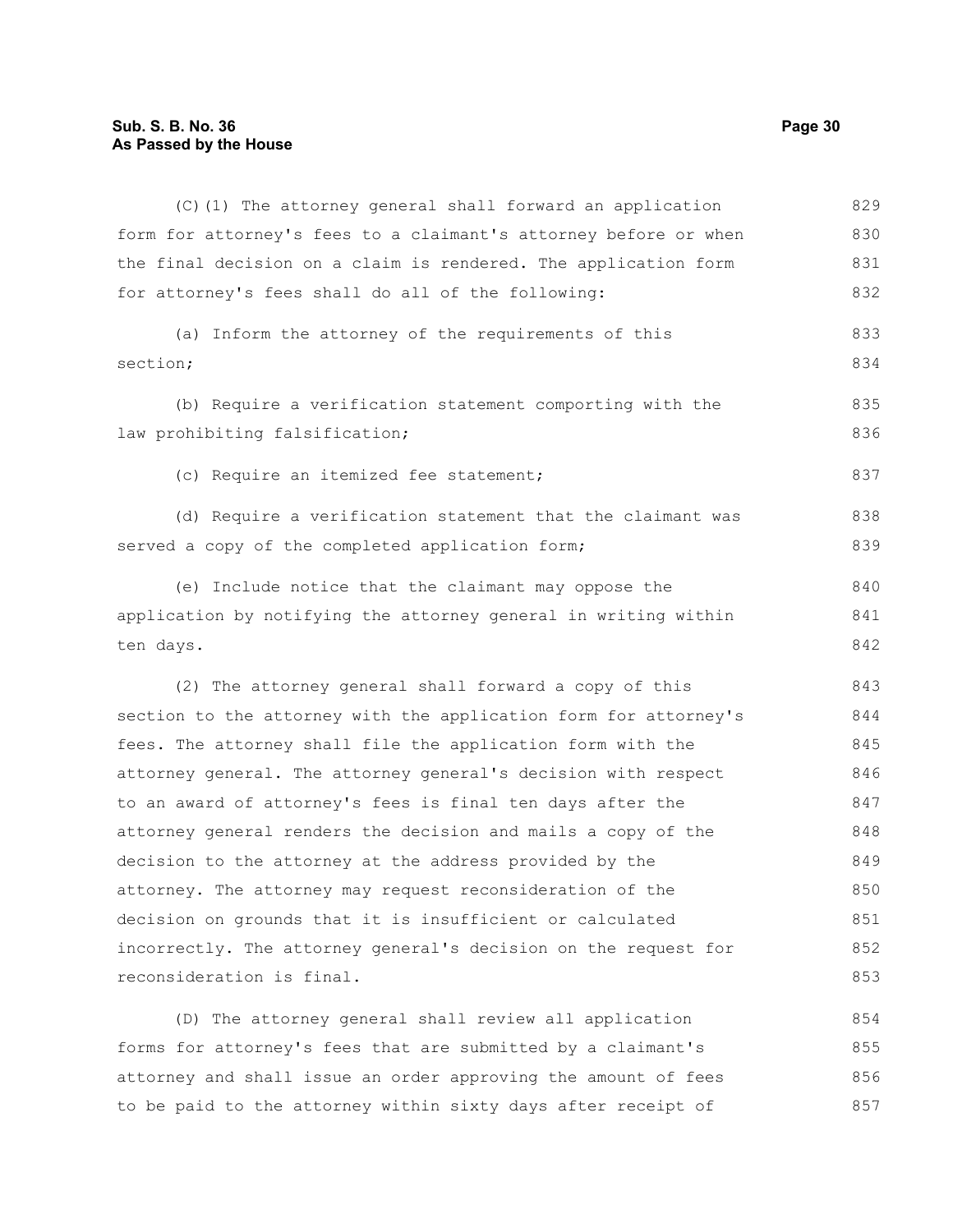(C)(1) The attorney general shall forward an application form for attorney's fees to a claimant's attorney before or when the final decision on a claim is rendered. The application form for attorney's fees shall do all of the following:

(a) Inform the attorney of the requirements of this section;

(b) Require a verification statement comporting with the law prohibiting falsification;

(c) Require an itemized fee statement;

(d) Require a verification statement that the claimant was served a copy of the completed application form;

(e) Include notice that the claimant may oppose the application by notifying the attorney general in writing within ten days.

(2) The attorney general shall forward a copy of this section to the attorney with the application form for attorney's fees. The attorney shall file the application form with the attorney general. The attorney general's decision with respect to an award of attorney's fees is final ten days after the attorney general renders the decision and mails a copy of the decision to the attorney at the address provided by the attorney. The attorney may request reconsideration of the decision on grounds that it is insufficient or calculated incorrectly. The attorney general's decision on the request for reconsideration is final.

(D) The attorney general shall review all application forms for attorney's fees that are submitted by a claimant's attorney and shall issue an order approving the amount of fees to be paid to the attorney within sixty days after receipt of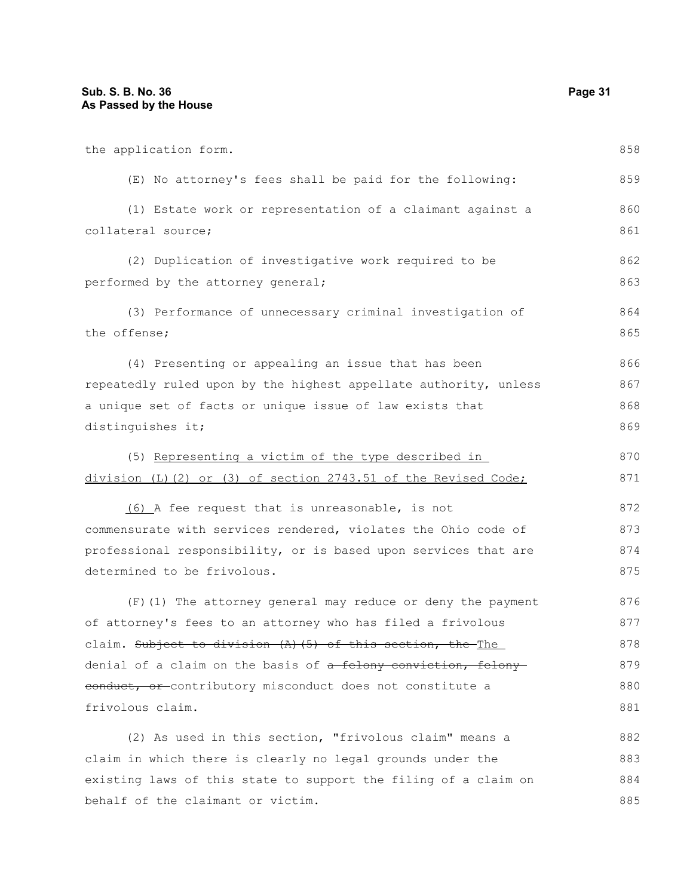the application form.

(E) No attorney's fees shall be paid for the following:

(1) Estate work or representation of a claimant against a collateral source;

(2) Duplication of investigative work required to be performed by the attorney general;

(3) Performance of unnecessary criminal investigation of the offense;

(4) Presenting or appealing an issue that has been repeatedly ruled upon by the highest appellate authority, unless a unique set of facts or unique issue of law exists that distinguishes it;

(5) <u>Representing a victim of the type described in division (L)(2) or (3) of section 2743.51 of the Revised Code;</u>

<u>(6)</u> A fee request that is unreasonable, is not commensurate with services rendered, violates the Ohio code of professional responsibility, or is based upon services that are determined to be frivolous.

(F)(1) The attorney general may reduce or deny the payment of attorney's fees to an attorney who has filed a frivolous claim. ~~Subject to division (A)(5) of this section, the~~ <u>The</u> denial of a claim on the basis of ~~a felony conviction, felony conduct, or~~ contributory misconduct does not constitute a frivolous claim.

(2) As used in this section, "frivolous claim" means a claim in which there is clearly no legal grounds under the existing laws of this state to support the filing of a claim on behalf of the claimant or victim.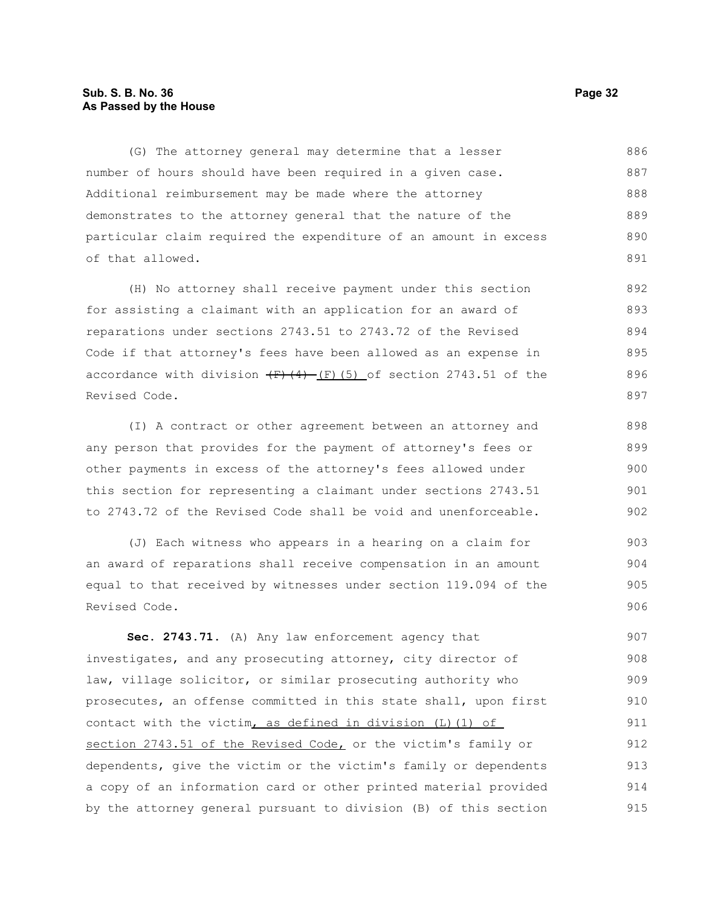(G) The attorney general may determine that a lesser number of hours should have been required in a given case. Additional reimbursement may be made where the attorney demonstrates to the attorney general that the nature of the particular claim required the expenditure of an amount in excess of that allowed.

(H) No attorney shall receive payment under this section for assisting a claimant with an application for an award of reparations under sections 2743.51 to 2743.72 of the Revised Code if that attorney's fees have been allowed as an expense in accordance with division ~~(F)(4)~~ (F)(5) of section 2743.51 of the Revised Code.

(I) A contract or other agreement between an attorney and any person that provides for the payment of attorney's fees or other payments in excess of the attorney's fees allowed under this section for representing a claimant under sections 2743.51 to 2743.72 of the Revised Code shall be void and unenforceable.

(J) Each witness who appears in a hearing on a claim for an award of reparations shall receive compensation in an amount equal to that received by witnesses under section 119.094 of the Revised Code.

**Sec. 2743.71.** (A) Any law enforcement agency that investigates, and any prosecuting attorney, city director of law, village solicitor, or similar prosecuting authority who prosecutes, an offense committed in this state shall, upon first contact with the victim, as defined in division (L)(1) of section 2743.51 of the Revised Code, or the victim's family or dependents, give the victim or the victim's family or dependents a copy of an information card or other printed material provided by the attorney general pursuant to division (B) of this section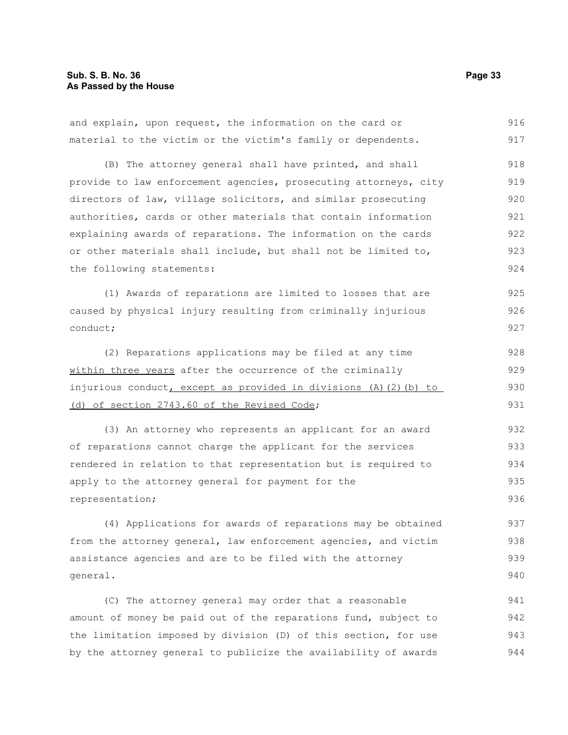and explain, upon request, the information on the card or material to the victim or the victim's family or dependents.

(B) The attorney general shall have printed, and shall provide to law enforcement agencies, prosecuting attorneys, city directors of law, village solicitors, and similar prosecuting authorities, cards or other materials that contain information explaining awards of reparations. The information on the cards or other materials shall include, but shall not be limited to, the following statements:

(1) Awards of reparations are limited to losses that are caused by physical injury resulting from criminally injurious conduct;

(2) Reparations applications may be filed at any time <u>within three years</u> after the occurrence of the criminally injurious conduct<u>, except as provided in divisions (A)(2)(b) to (d) of section 2743.60 of the Revised Code</u>;

(3) An attorney who represents an applicant for an award of reparations cannot charge the applicant for the services rendered in relation to that representation but is required to apply to the attorney general for payment for the representation;

(4) Applications for awards of reparations may be obtained from the attorney general, law enforcement agencies, and victim assistance agencies and are to be filed with the attorney general.

(C) The attorney general may order that a reasonable amount of money be paid out of the reparations fund, subject to the limitation imposed by division (D) of this section, for use by the attorney general to publicize the availability of awards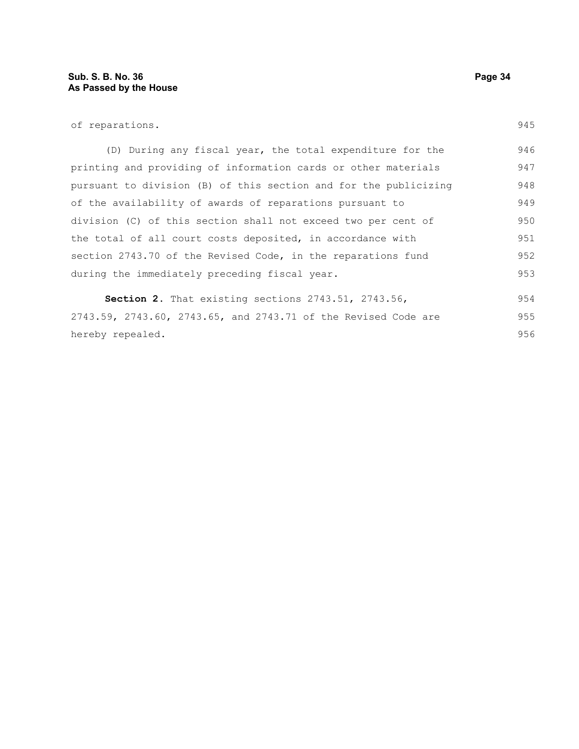of reparations.

(D) During any fiscal year, the total expenditure for the printing and providing of information cards or other materials pursuant to division (B) of this section and for the publicizing of the availability of awards of reparations pursuant to division (C) of this section shall not exceed two per cent of the total of all court costs deposited, in accordance with section 2743.70 of the Revised Code, in the reparations fund during the immediately preceding fiscal year.

**Section 2.** That existing sections 2743.51, 2743.56, 2743.59, 2743.60, 2743.65, and 2743.71 of the Revised Code are hereby repealed.